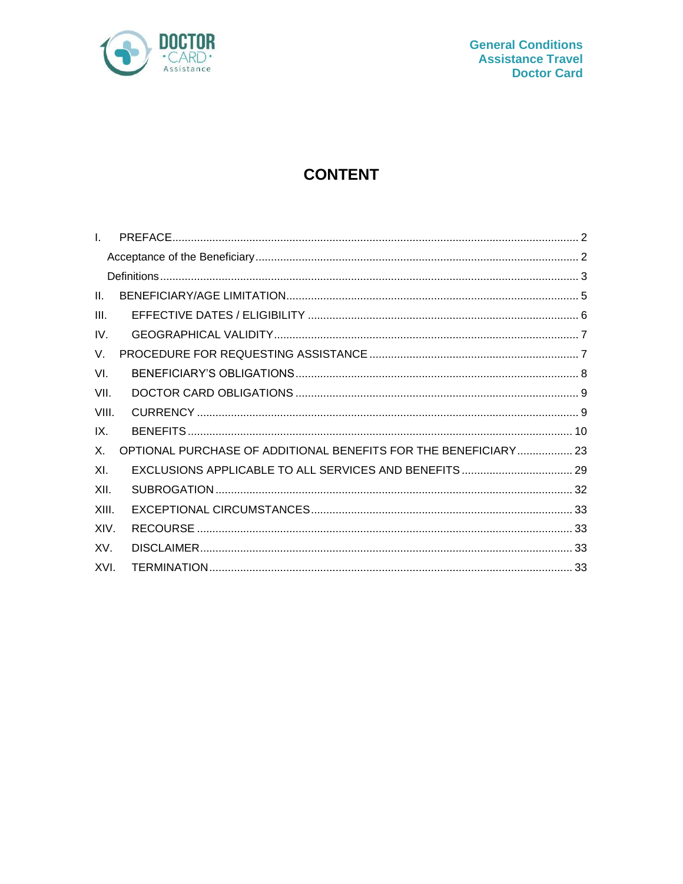# CONTENT

I. PREFACE ........ 2

Acceptance of the Beneficiary ........ 2

Definitions ........ 3

II. BENEFICIARY/AGE LIMITATION ........ 5

III. EFFECTIVE DATES / ELIGIBILITY ........ 6

IV. GEOGRAPHICAL VALIDITY ........ 7

V. PROCEDURE FOR REQUESTING ASSISTANCE ........ 7

VI. BENEFICIARY'S OBLIGATIONS ........ 8

VII. DOCTOR CARD OBLIGATIONS ........ 9

VIII. CURRENCY ........ 9

IX. BENEFITS ........ 10

X. OPTIONAL PURCHASE OF ADDITIONAL BENEFITS FOR THE BENEFICIARY ........ 23

XI. EXCLUSIONS APPLICABLE TO ALL SERVICES AND BENEFITS ........ 29

XII. SUBROGATION ........ 32

XIII. EXCEPTIONAL CIRCUMSTANCES ........ 33

XIV. RECOURSE ........ 33

XV. DISCLAIMER ........ 33

XVI. TERMINATION ........ 33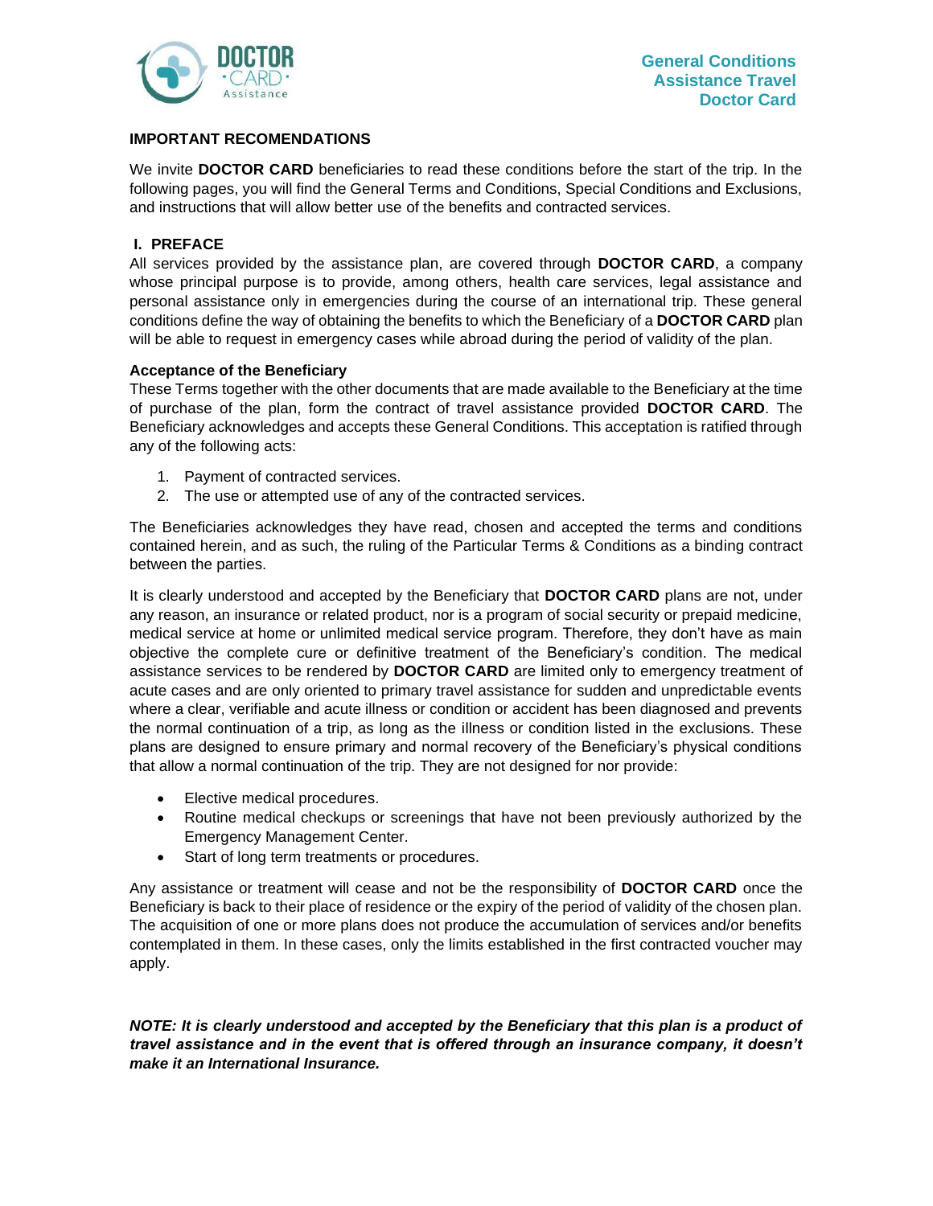## IMPORTANT RECOMENDATIONS

We invite **DOCTOR CARD** beneficiaries to read these conditions before the start of the trip. In the following pages, you will find the General Terms and Conditions, Special Conditions and Exclusions, and instructions that will allow better use of the benefits and contracted services.

## I. PREFACE

All services provided by the assistance plan, are covered through **DOCTOR CARD**, a company whose principal purpose is to provide, among others, health care services, legal assistance and personal assistance only in emergencies during the course of an international trip. These general conditions define the way of obtaining the benefits to which the Beneficiary of a **DOCTOR CARD** plan will be able to request in emergency cases while abroad during the period of validity of the plan.

### Acceptance of the Beneficiary

These Terms together with the other documents that are made available to the Beneficiary at the time of purchase of the plan, form the contract of travel assistance provided **DOCTOR CARD**. The Beneficiary acknowledges and accepts these General Conditions. This acceptation is ratified through any of the following acts:

1. Payment of contracted services.
2. The use or attempted use of any of the contracted services.

The Beneficiaries acknowledges they have read, chosen and accepted the terms and conditions contained herein, and as such, the ruling of the Particular Terms & Conditions as a binding contract between the parties.

It is clearly understood and accepted by the Beneficiary that **DOCTOR CARD** plans are not, under any reason, an insurance or related product, nor is a program of social security or prepaid medicine, medical service at home or unlimited medical service program. Therefore, they don't have as main objective the complete cure or definitive treatment of the Beneficiary's condition. The medical assistance services to be rendered by **DOCTOR CARD** are limited only to emergency treatment of acute cases and are only oriented to primary travel assistance for sudden and unpredictable events where a clear, verifiable and acute illness or condition or accident has been diagnosed and prevents the normal continuation of a trip, as long as the illness or condition listed in the exclusions. These plans are designed to ensure primary and normal recovery of the Beneficiary's physical conditions that allow a normal continuation of the trip. They are not designed for nor provide:

- Elective medical procedures.
- Routine medical checkups or screenings that have not been previously authorized by the Emergency Management Center.
- Start of long term treatments or procedures.

Any assistance or treatment will cease and not be the responsibility of **DOCTOR CARD** once the Beneficiary is back to their place of residence or the expiry of the period of validity of the chosen plan. The acquisition of one or more plans does not produce the accumulation of services and/or benefits contemplated in them. In these cases, only the limits established in the first contracted voucher may apply.

***NOTE: It is clearly understood and accepted by the Beneficiary that this plan is a product of travel assistance and in the event that is offered through an insurance company, it doesn't make it an International Insurance.***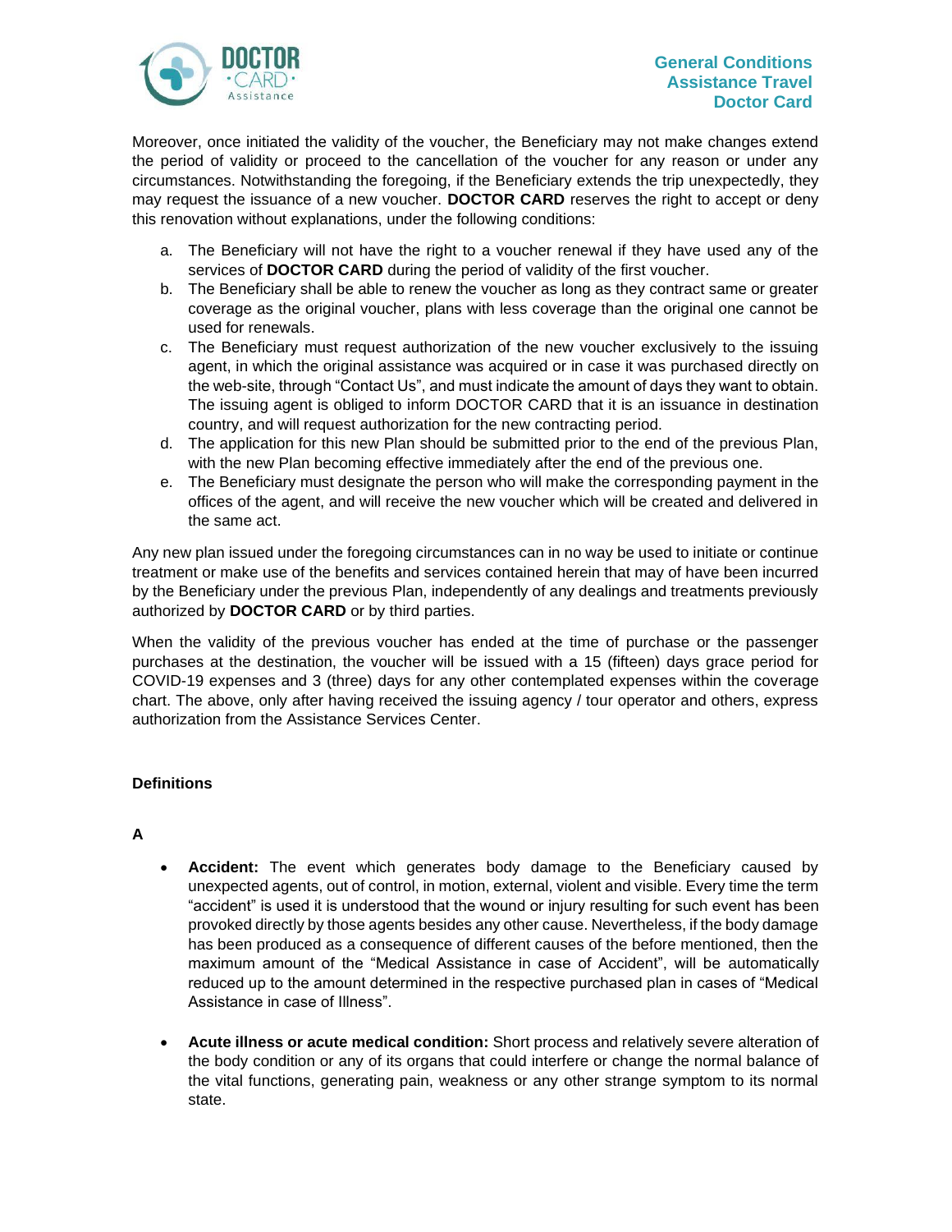Moreover, once initiated the validity of the voucher, the Beneficiary may not make changes extend the period of validity or proceed to the cancellation of the voucher for any reason or under any circumstances. Notwithstanding the foregoing, if the Beneficiary extends the trip unexpectedly, they may request the issuance of a new voucher. **DOCTOR CARD** reserves the right to accept or deny this renovation without explanations, under the following conditions:

a. The Beneficiary will not have the right to a voucher renewal if they have used any of the services of **DOCTOR CARD** during the period of validity of the first voucher.
b. The Beneficiary shall be able to renew the voucher as long as they contract same or greater coverage as the original voucher, plans with less coverage than the original one cannot be used for renewals.
c. The Beneficiary must request authorization of the new voucher exclusively to the issuing agent, in which the original assistance was acquired or in case it was purchased directly on the web-site, through "Contact Us", and must indicate the amount of days they want to obtain. The issuing agent is obliged to inform DOCTOR CARD that it is an issuance in destination country, and will request authorization for the new contracting period.
d. The application for this new Plan should be submitted prior to the end of the previous Plan, with the new Plan becoming effective immediately after the end of the previous one.
e. The Beneficiary must designate the person who will make the corresponding payment in the offices of the agent, and will receive the new voucher which will be created and delivered in the same act.

Any new plan issued under the foregoing circumstances can in no way be used to initiate or continue treatment or make use of the benefits and services contained herein that may of have been incurred by the Beneficiary under the previous Plan, independently of any dealings and treatments previously authorized by **DOCTOR CARD** or by third parties.

When the validity of the previous voucher has ended at the time of purchase or the passenger purchases at the destination, the voucher will be issued with a 15 (fifteen) days grace period for COVID-19 expenses and 3 (three) days for any other contemplated expenses within the coverage chart. The above, only after having received the issuing agency / tour operator and others, express authorization from the Assistance Services Center.

## Definitions

### A

- **Accident:** The event which generates body damage to the Beneficiary caused by unexpected agents, out of control, in motion, external, violent and visible. Every time the term "accident" is used it is understood that the wound or injury resulting for such event has been provoked directly by those agents besides any other cause. Nevertheless, if the body damage has been produced as a consequence of different causes of the before mentioned, then the maximum amount of the "Medical Assistance in case of Accident", will be automatically reduced up to the amount determined in the respective purchased plan in cases of "Medical Assistance in case of Illness".

- **Acute illness or acute medical condition:** Short process and relatively severe alteration of the body condition or any of its organs that could interfere or change the normal balance of the vital functions, generating pain, weakness or any other strange symptom to its normal state.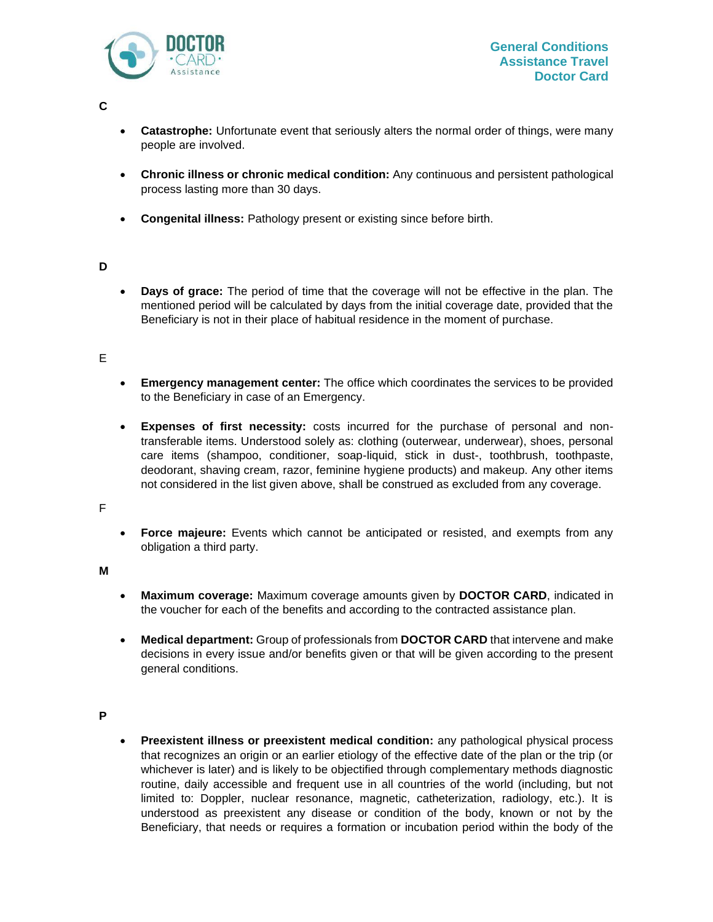**C**

- **Catastrophe:** Unfortunate event that seriously alters the normal order of things, were many people are involved.

- **Chronic illness or chronic medical condition:** Any continuous and persistent pathological process lasting more than 30 days.

- **Congenital illness:** Pathology present or existing since before birth.

**D**

- **Days of grace:** The period of time that the coverage will not be effective in the plan. The mentioned period will be calculated by days from the initial coverage date, provided that the Beneficiary is not in their place of habitual residence in the moment of purchase.

E

- **Emergency management center:** The office which coordinates the services to be provided to the Beneficiary in case of an Emergency.

- **Expenses of first necessity:** costs incurred for the purchase of personal and non-transferable items. Understood solely as: clothing (outerwear, underwear), shoes, personal care items (shampoo, conditioner, soap-liquid, stick in dust-, toothbrush, toothpaste, deodorant, shaving cream, razor, feminine hygiene products) and makeup. Any other items not considered in the list given above, shall be construed as excluded from any coverage.

F

- **Force majeure:** Events which cannot be anticipated or resisted, and exempts from any obligation a third party.

**M**

- **Maximum coverage:** Maximum coverage amounts given by **DOCTOR CARD**, indicated in the voucher for each of the benefits and according to the contracted assistance plan.

- **Medical department:** Group of professionals from **DOCTOR CARD** that intervene and make decisions in every issue and/or benefits given or that will be given according to the present general conditions.

**P**

- **Preexistent illness or preexistent medical condition:** any pathological physical process that recognizes an origin or an earlier etiology of the effective date of the plan or the trip (or whichever is later) and is likely to be objectified through complementary methods diagnostic routine, daily accessible and frequent use in all countries of the world (including, but not limited to: Doppler, nuclear resonance, magnetic, catheterization, radiology, etc.). It is understood as preexistent any disease or condition of the body, known or not by the Beneficiary, that needs or requires a formation or incubation period within the body of the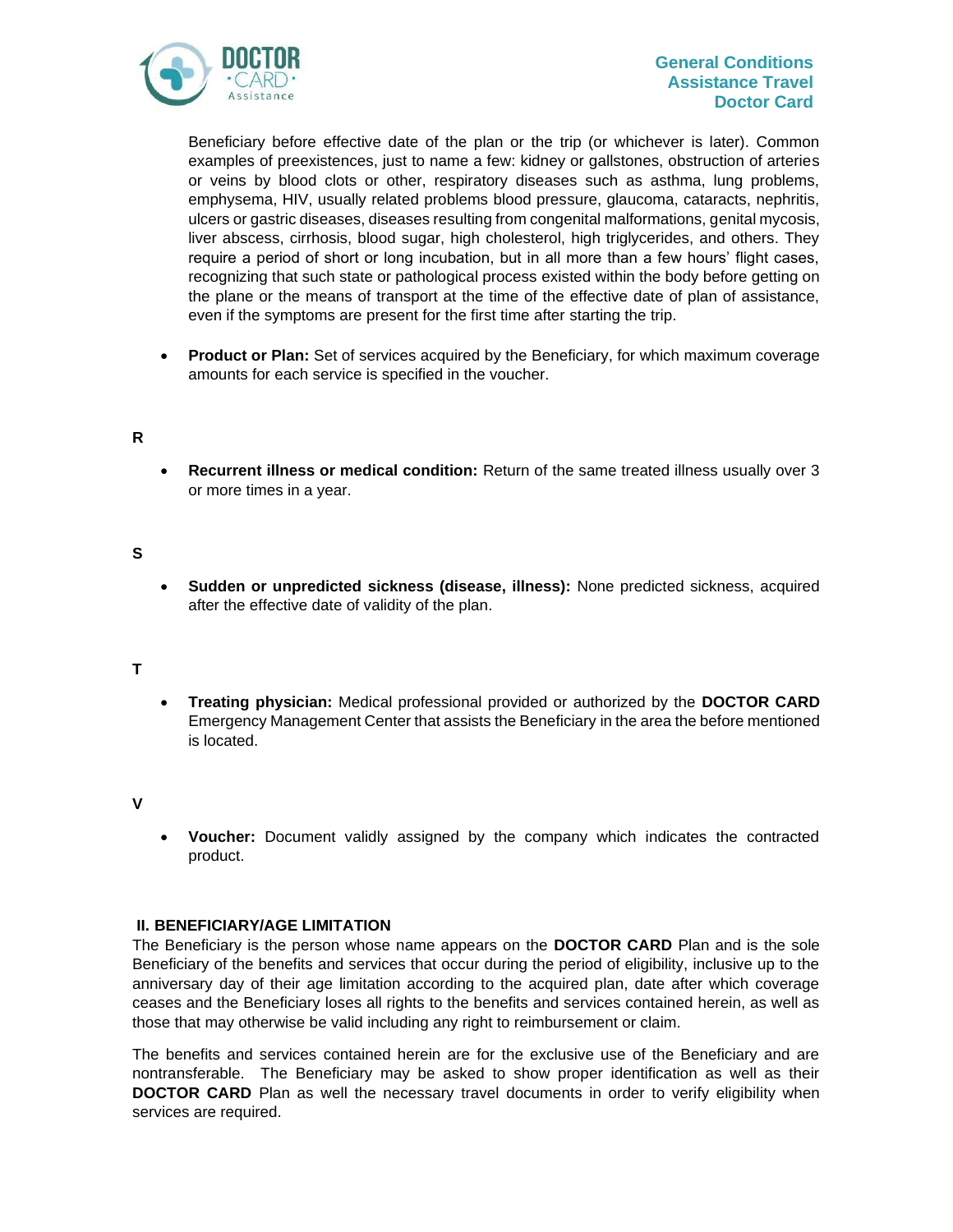Beneficiary before effective date of the plan or the trip (or whichever is later). Common examples of preexistences, just to name a few: kidney or gallstones, obstruction of arteries or veins by blood clots or other, respiratory diseases such as asthma, lung problems, emphysema, HIV, usually related problems blood pressure, glaucoma, cataracts, nephritis, ulcers or gastric diseases, diseases resulting from congenital malformations, genital mycosis, liver abscess, cirrhosis, blood sugar, high cholesterol, high triglycerides, and others. They require a period of short or long incubation, but in all more than a few hours' flight cases, recognizing that such state or pathological process existed within the body before getting on the plane or the means of transport at the time of the effective date of plan of assistance, even if the symptoms are present for the first time after starting the trip.

- **Product or Plan:** Set of services acquired by the Beneficiary, for which maximum coverage amounts for each service is specified in the voucher.

**R**

- **Recurrent illness or medical condition:** Return of the same treated illness usually over 3 or more times in a year.

**S**

- **Sudden or unpredicted sickness (disease, illness):** None predicted sickness, acquired after the effective date of validity of the plan.

**T**

- **Treating physician:** Medical professional provided or authorized by the **DOCTOR CARD** Emergency Management Center that assists the Beneficiary in the area the before mentioned is located.

**V**

- **Voucher:** Document validly assigned by the company which indicates the contracted product.

## II. BENEFICIARY/AGE LIMITATION

The Beneficiary is the person whose name appears on the **DOCTOR CARD** Plan and is the sole Beneficiary of the benefits and services that occur during the period of eligibility, inclusive up to the anniversary day of their age limitation according to the acquired plan, date after which coverage ceases and the Beneficiary loses all rights to the benefits and services contained herein, as well as those that may otherwise be valid including any right to reimbursement or claim.

The benefits and services contained herein are for the exclusive use of the Beneficiary and are nontransferable. The Beneficiary may be asked to show proper identification as well as their **DOCTOR CARD** Plan as well the necessary travel documents in order to verify eligibility when services are required.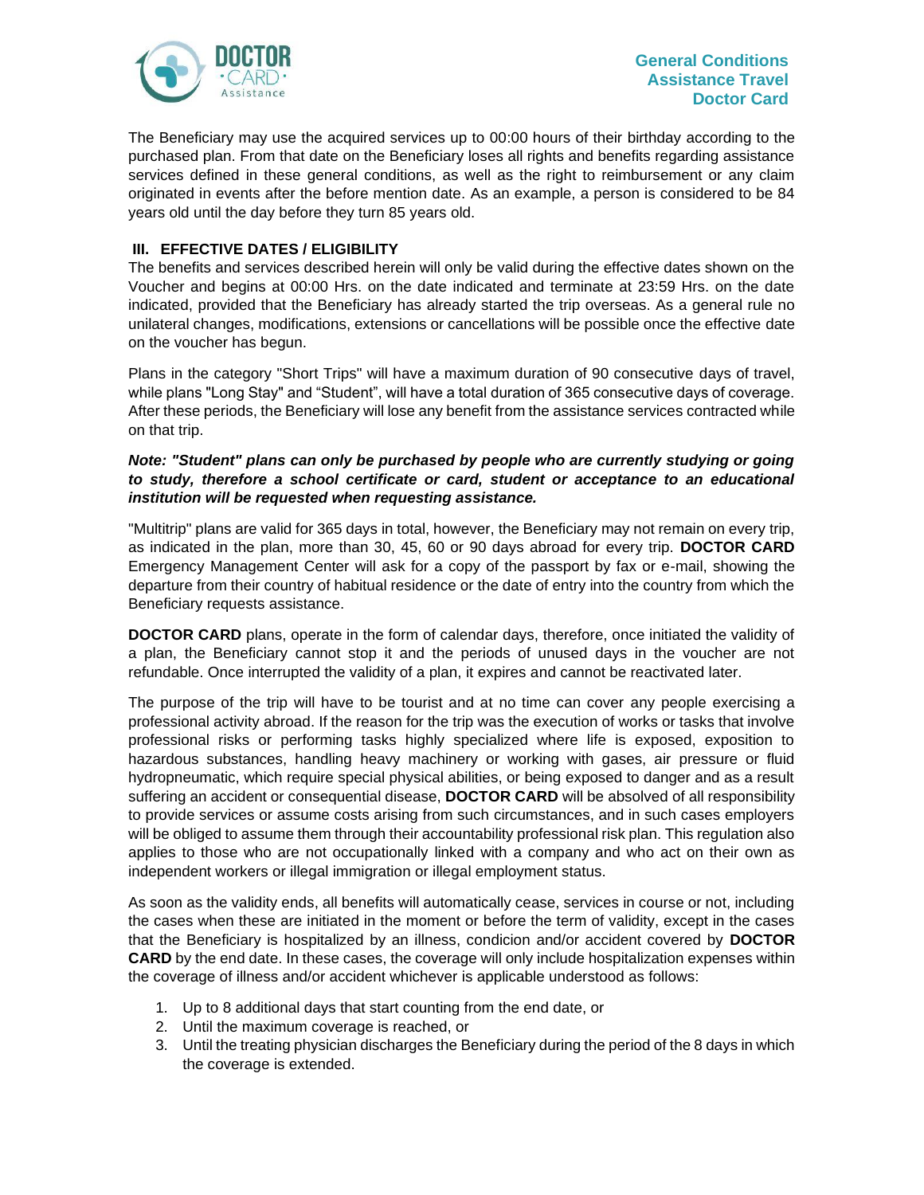The Beneficiary may use the acquired services up to 00:00 hours of their birthday according to the purchased plan. From that date on the Beneficiary loses all rights and benefits regarding assistance services defined in these general conditions, as well as the right to reimbursement or any claim originated in events after the before mention date. As an example, a person is considered to be 84 years old until the day before they turn 85 years old.

## III. EFFECTIVE DATES / ELIGIBILITY

The benefits and services described herein will only be valid during the effective dates shown on the Voucher and begins at 00:00 Hrs. on the date indicated and terminate at 23:59 Hrs. on the date indicated, provided that the Beneficiary has already started the trip overseas. As a general rule no unilateral changes, modifications, extensions or cancellations will be possible once the effective date on the voucher has begun.

Plans in the category "Short Trips" will have a maximum duration of 90 consecutive days of travel, while plans "Long Stay" and "Student", will have a total duration of 365 consecutive days of coverage. After these periods, the Beneficiary will lose any benefit from the assistance services contracted while on that trip.

***Note: "Student" plans can only be purchased by people who are currently studying or going to study, therefore a school certificate or card, student or acceptance to an educational institution will be requested when requesting assistance.***

"Multitrip" plans are valid for 365 days in total, however, the Beneficiary may not remain on every trip, as indicated in the plan, more than 30, 45, 60 or 90 days abroad for every trip. **DOCTOR CARD** Emergency Management Center will ask for a copy of the passport by fax or e-mail, showing the departure from their country of habitual residence or the date of entry into the country from which the Beneficiary requests assistance.

**DOCTOR CARD** plans, operate in the form of calendar days, therefore, once initiated the validity of a plan, the Beneficiary cannot stop it and the periods of unused days in the voucher are not refundable. Once interrupted the validity of a plan, it expires and cannot be reactivated later.

The purpose of the trip will have to be tourist and at no time can cover any people exercising a professional activity abroad. If the reason for the trip was the execution of works or tasks that involve professional risks or performing tasks highly specialized where life is exposed, exposition to hazardous substances, handling heavy machinery or working with gases, air pressure or fluid hydropneumatic, which require special physical abilities, or being exposed to danger and as a result suffering an accident or consequential disease, **DOCTOR CARD** will be absolved of all responsibility to provide services or assume costs arising from such circumstances, and in such cases employers will be obliged to assume them through their accountability professional risk plan. This regulation also applies to those who are not occupationally linked with a company and who act on their own as independent workers or illegal immigration or illegal employment status.

As soon as the validity ends, all benefits will automatically cease, services in course or not, including the cases when these are initiated in the moment or before the term of validity, except in the cases that the Beneficiary is hospitalized by an illness, condicion and/or accident covered by **DOCTOR CARD** by the end date. In these cases, the coverage will only include hospitalization expenses within the coverage of illness and/or accident whichever is applicable understood as follows:

1. Up to 8 additional days that start counting from the end date, or
2. Until the maximum coverage is reached, or
3. Until the treating physician discharges the Beneficiary during the period of the 8 days in which the coverage is extended.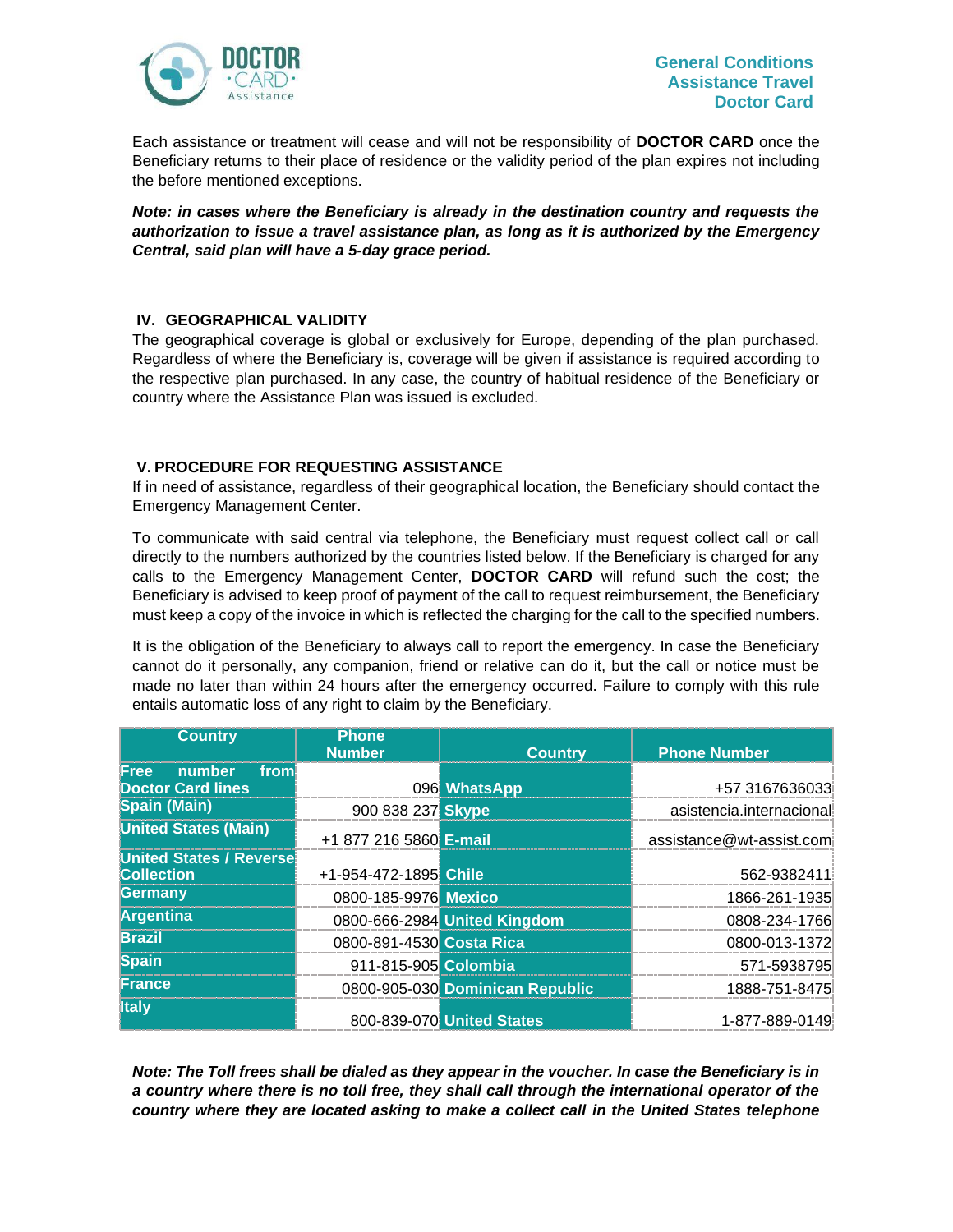Each assistance or treatment will cease and will not be responsibility of **DOCTOR CARD** once the Beneficiary returns to their place of residence or the validity period of the plan expires not including the before mentioned exceptions.

***Note: in cases where the Beneficiary is already in the destination country and requests the authorization to issue a travel assistance plan, as long as it is authorized by the Emergency Central, said plan will have a 5-day grace period.***

## IV. GEOGRAPHICAL VALIDITY

The geographical coverage is global or exclusively for Europe, depending of the plan purchased. Regardless of where the Beneficiary is, coverage will be given if assistance is required according to the respective plan purchased. In any case, the country of habitual residence of the Beneficiary or country where the Assistance Plan was issued is excluded.

## V. PROCEDURE FOR REQUESTING ASSISTANCE

If in need of assistance, regardless of their geographical location, the Beneficiary should contact the Emergency Management Center.

To communicate with said central via telephone, the Beneficiary must request collect call or call directly to the numbers authorized by the countries listed below. If the Beneficiary is charged for any calls to the Emergency Management Center, **DOCTOR CARD** will refund such the cost; the Beneficiary is advised to keep proof of payment of the call to request reimbursement, the Beneficiary must keep a copy of the invoice in which is reflected the charging for the call to the specified numbers.

It is the obligation of the Beneficiary to always call to report the emergency. In case the Beneficiary cannot do it personally, any companion, friend or relative can do it, but the call or notice must be made no later than within 24 hours after the emergency occurred. Failure to comply with this rule entails automatic loss of any right to claim by the Beneficiary.

| Country | Phone Number | Country | Phone Number |
|---|---|---|---|
| **Free number from Doctor Card lines** | 096 | **WhatsApp** | +57 3167636033 |
| **Spain (Main)** | 900 838 237 | **Skype** | asistencia.internacional |
| **United States (Main)** | +1 877 216 5860 | **E-mail** | assistance@wt-assist.com |
| **United States / Reverse Collection** | +1-954-472-1895 | **Chile** | 562-9382411 |
| **Germany** | 0800-185-9976 | **Mexico** | 1866-261-1935 |
| **Argentina** | 0800-666-2984 | **United Kingdom** | 0808-234-1766 |
| **Brazil** | 0800-891-4530 | **Costa Rica** | 0800-013-1372 |
| **Spain** | 911-815-905 | **Colombia** | 571-5938795 |
| **France** | 0800-905-030 | **Dominican Republic** | 1888-751-8475 |
| **Italy** | 800-839-070 | **United States** | 1-877-889-0149 |

***Note: The Toll frees shall be dialed as they appear in the voucher. In case the Beneficiary is in a country where there is no toll free, they shall call through the international operator of the country where they are located asking to make a collect call in the United States telephone***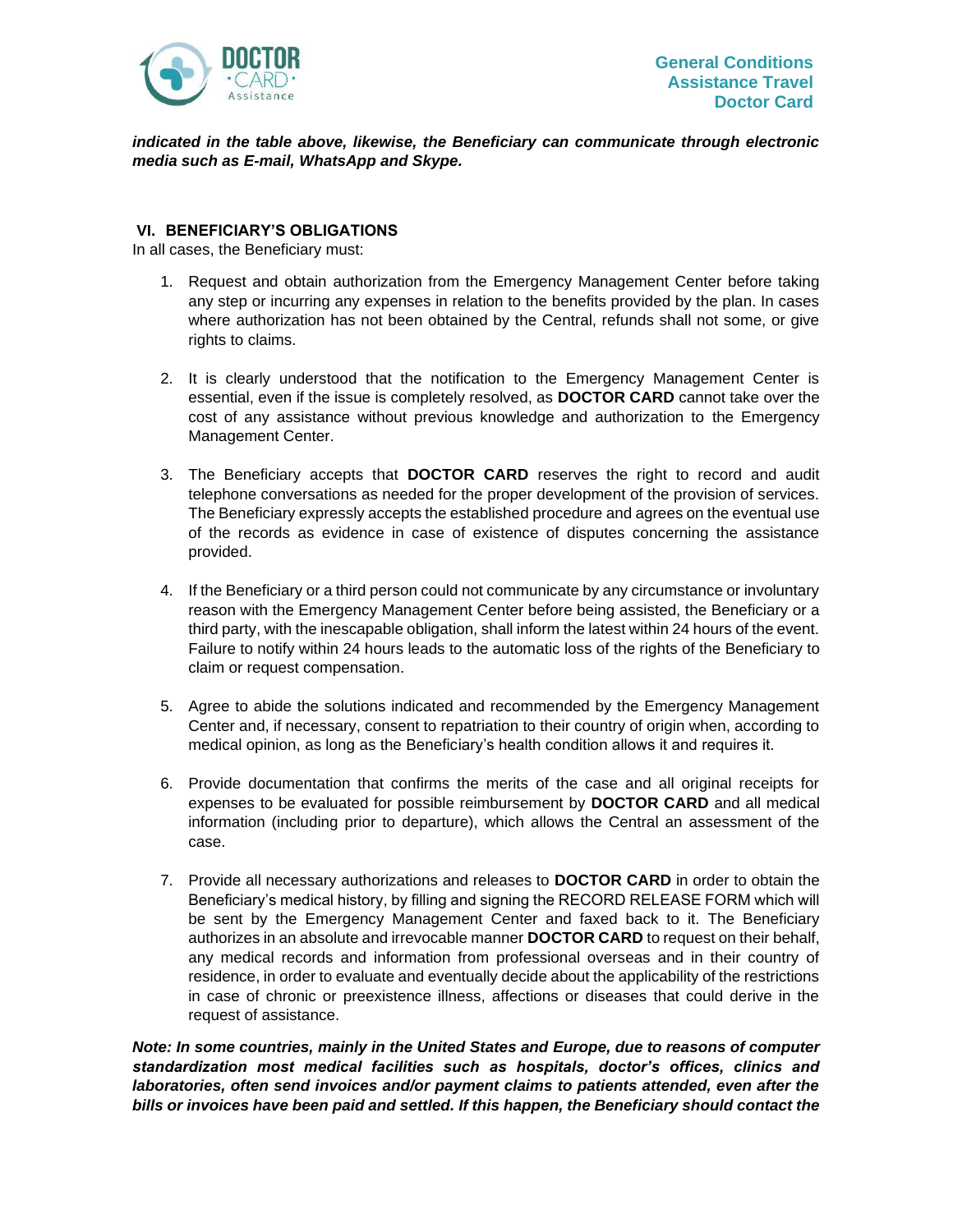***indicated in the table above, likewise, the Beneficiary can communicate through electronic media such as E-mail, WhatsApp and Skype.***

## VI. BENEFICIARY'S OBLIGATIONS

In all cases, the Beneficiary must:

1. Request and obtain authorization from the Emergency Management Center before taking any step or incurring any expenses in relation to the benefits provided by the plan. In cases where authorization has not been obtained by the Central, refunds shall not some, or give rights to claims.

2. It is clearly understood that the notification to the Emergency Management Center is essential, even if the issue is completely resolved, as **DOCTOR CARD** cannot take over the cost of any assistance without previous knowledge and authorization to the Emergency Management Center.

3. The Beneficiary accepts that **DOCTOR CARD** reserves the right to record and audit telephone conversations as needed for the proper development of the provision of services. The Beneficiary expressly accepts the established procedure and agrees on the eventual use of the records as evidence in case of existence of disputes concerning the assistance provided.

4. If the Beneficiary or a third person could not communicate by any circumstance or involuntary reason with the Emergency Management Center before being assisted, the Beneficiary or a third party, with the inescapable obligation, shall inform the latest within 24 hours of the event. Failure to notify within 24 hours leads to the automatic loss of the rights of the Beneficiary to claim or request compensation.

5. Agree to abide the solutions indicated and recommended by the Emergency Management Center and, if necessary, consent to repatriation to their country of origin when, according to medical opinion, as long as the Beneficiary's health condition allows it and requires it.

6. Provide documentation that confirms the merits of the case and all original receipts for expenses to be evaluated for possible reimbursement by **DOCTOR CARD** and all medical information (including prior to departure), which allows the Central an assessment of the case.

7. Provide all necessary authorizations and releases to **DOCTOR CARD** in order to obtain the Beneficiary's medical history, by filling and signing the RECORD RELEASE FORM which will be sent by the Emergency Management Center and faxed back to it. The Beneficiary authorizes in an absolute and irrevocable manner **DOCTOR CARD** to request on their behalf, any medical records and information from professional overseas and in their country of residence, in order to evaluate and eventually decide about the applicability of the restrictions in case of chronic or preexistence illness, affections or diseases that could derive in the request of assistance.

***Note: In some countries, mainly in the United States and Europe, due to reasons of computer standardization most medical facilities such as hospitals, doctor's offices, clinics and laboratories, often send invoices and/or payment claims to patients attended, even after the bills or invoices have been paid and settled. If this happen, the Beneficiary should contact the***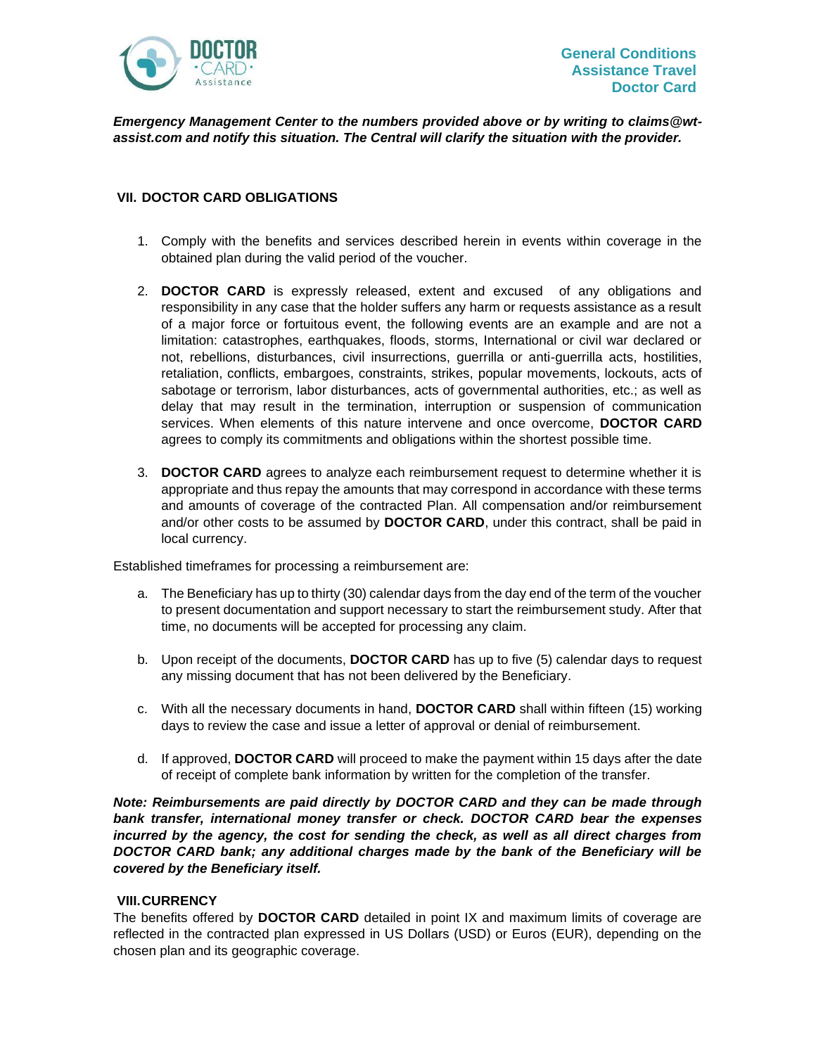***Emergency Management Center to the numbers provided above or by writing to claims@wt-assist.com and notify this situation. The Central will clarify the situation with the provider.***

## VII. DOCTOR CARD OBLIGATIONS

1. Comply with the benefits and services described herein in events within coverage in the obtained plan during the valid period of the voucher.

2. **DOCTOR CARD** is expressly released, extent and excused of any obligations and responsibility in any case that the holder suffers any harm or requests assistance as a result of a major force or fortuitous event, the following events are an example and are not a limitation: catastrophes, earthquakes, floods, storms, International or civil war declared or not, rebellions, disturbances, civil insurrections, guerrilla or anti-guerrilla acts, hostilities, retaliation, conflicts, embargoes, constraints, strikes, popular movements, lockouts, acts of sabotage or terrorism, labor disturbances, acts of governmental authorities, etc.; as well as delay that may result in the termination, interruption or suspension of communication services. When elements of this nature intervene and once overcome, **DOCTOR CARD** agrees to comply its commitments and obligations within the shortest possible time.

3. **DOCTOR CARD** agrees to analyze each reimbursement request to determine whether it is appropriate and thus repay the amounts that may correspond in accordance with these terms and amounts of coverage of the contracted Plan. All compensation and/or reimbursement and/or other costs to be assumed by **DOCTOR CARD**, under this contract, shall be paid in local currency.

Established timeframes for processing a reimbursement are:

a. The Beneficiary has up to thirty (30) calendar days from the day end of the term of the voucher to present documentation and support necessary to start the reimbursement study. After that time, no documents will be accepted for processing any claim.

b. Upon receipt of the documents, **DOCTOR CARD** has up to five (5) calendar days to request any missing document that has not been delivered by the Beneficiary.

c. With all the necessary documents in hand, **DOCTOR CARD** shall within fifteen (15) working days to review the case and issue a letter of approval or denial of reimbursement.

d. If approved, **DOCTOR CARD** will proceed to make the payment within 15 days after the date of receipt of complete bank information by written for the completion of the transfer.

***Note: Reimbursements are paid directly by DOCTOR CARD and they can be made through bank transfer, international money transfer or check. DOCTOR CARD bear the expenses incurred by the agency, the cost for sending the check, as well as all direct charges from DOCTOR CARD bank; any additional charges made by the bank of the Beneficiary will be covered by the Beneficiary itself.***

## VIII. CURRENCY

The benefits offered by **DOCTOR CARD** detailed in point IX and maximum limits of coverage are reflected in the contracted plan expressed in US Dollars (USD) or Euros (EUR), depending on the chosen plan and its geographic coverage.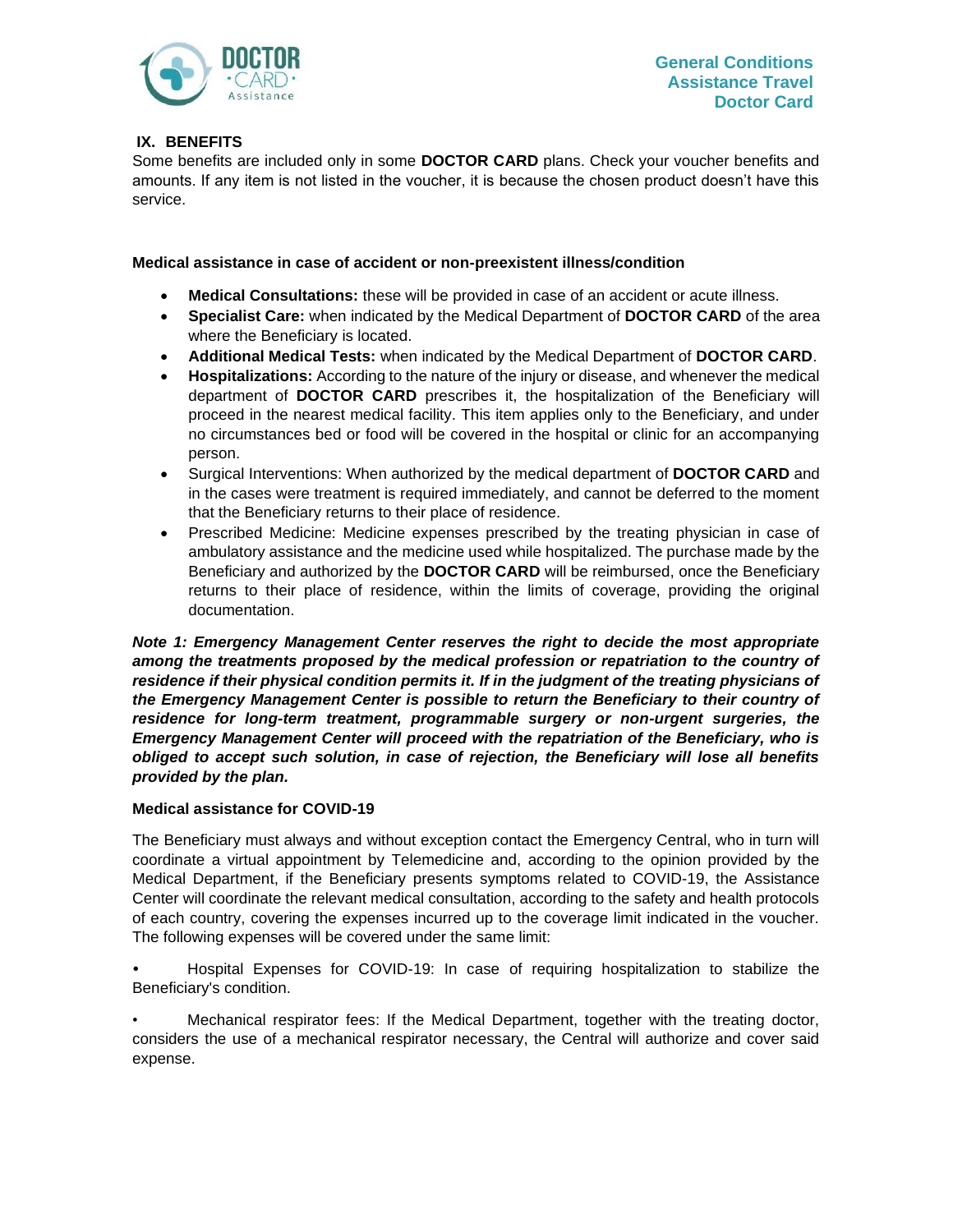## IX. BENEFITS

Some benefits are included only in some **DOCTOR CARD** plans. Check your voucher benefits and amounts. If any item is not listed in the voucher, it is because the chosen product doesn't have this service.

### Medical assistance in case of accident or non-preexistent illness/condition

- **Medical Consultations:** these will be provided in case of an accident or acute illness.
- **Specialist Care:** when indicated by the Medical Department of **DOCTOR CARD** of the area where the Beneficiary is located.
- **Additional Medical Tests:** when indicated by the Medical Department of **DOCTOR CARD**.
- **Hospitalizations:** According to the nature of the injury or disease, and whenever the medical department of **DOCTOR CARD** prescribes it, the hospitalization of the Beneficiary will proceed in the nearest medical facility. This item applies only to the Beneficiary, and under no circumstances bed or food will be covered in the hospital or clinic for an accompanying person.
- Surgical Interventions: When authorized by the medical department of **DOCTOR CARD** and in the cases were treatment is required immediately, and cannot be deferred to the moment that the Beneficiary returns to their place of residence.
- Prescribed Medicine: Medicine expenses prescribed by the treating physician in case of ambulatory assistance and the medicine used while hospitalized. The purchase made by the Beneficiary and authorized by the **DOCTOR CARD** will be reimbursed, once the Beneficiary returns to their place of residence, within the limits of coverage, providing the original documentation.

***Note 1: Emergency Management Center reserves the right to decide the most appropriate among the treatments proposed by the medical profession or repatriation to the country of residence if their physical condition permits it. If in the judgment of the treating physicians of the Emergency Management Center is possible to return the Beneficiary to their country of residence for long-term treatment, programmable surgery or non-urgent surgeries, the Emergency Management Center will proceed with the repatriation of the Beneficiary, who is obliged to accept such solution, in case of rejection, the Beneficiary will lose all benefits provided by the plan.***

### Medical assistance for COVID-19

The Beneficiary must always and without exception contact the Emergency Central, who in turn will coordinate a virtual appointment by Telemedicine and, according to the opinion provided by the Medical Department, if the Beneficiary presents symptoms related to COVID-19, the Assistance Center will coordinate the relevant medical consultation, according to the safety and health protocols of each country, covering the expenses incurred up to the coverage limit indicated in the voucher. The following expenses will be covered under the same limit:

- Hospital Expenses for COVID-19: In case of requiring hospitalization to stabilize the Beneficiary's condition.
- Mechanical respirator fees: If the Medical Department, together with the treating doctor, considers the use of a mechanical respirator necessary, the Central will authorize and cover said expense.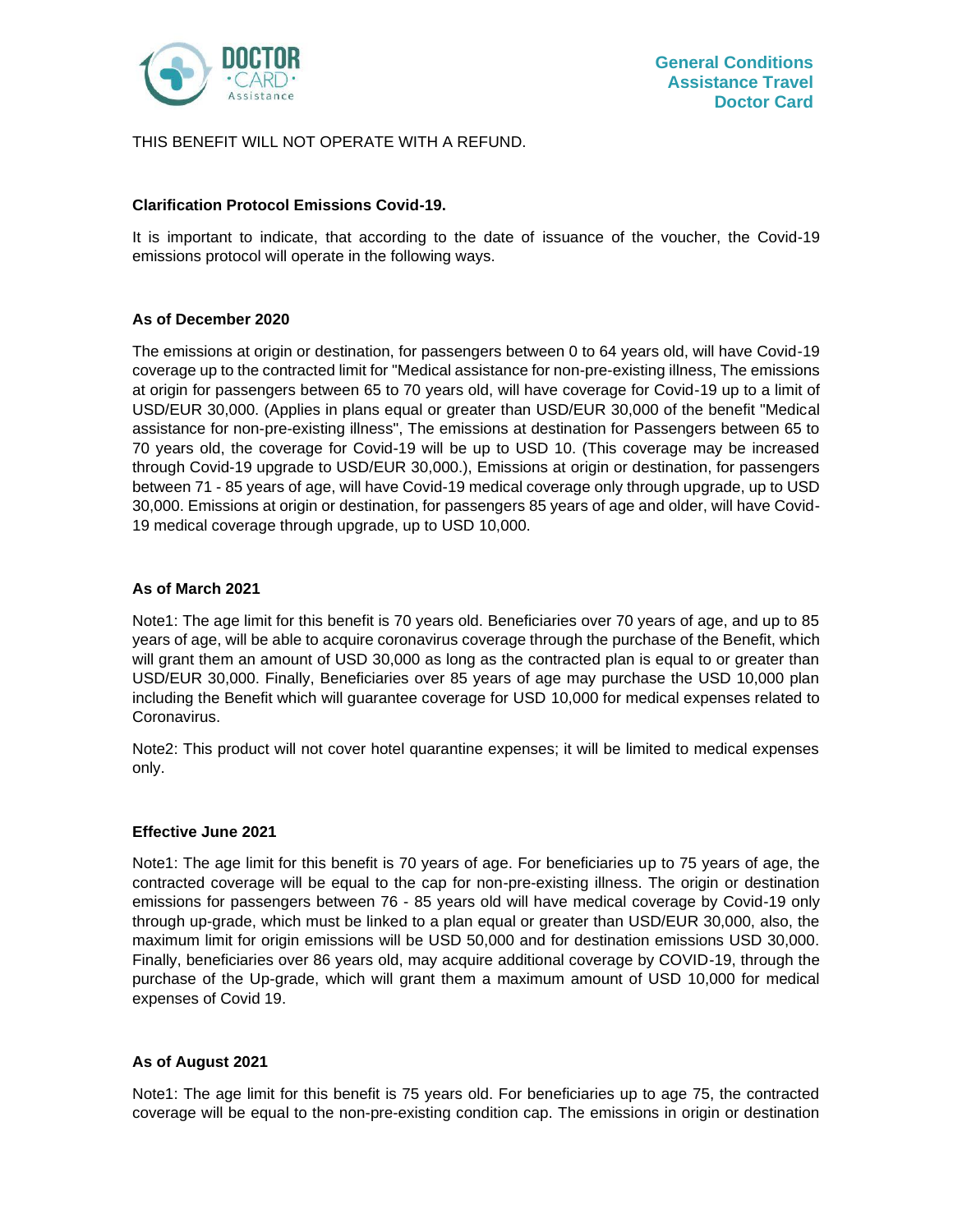THIS BENEFIT WILL NOT OPERATE WITH A REFUND.

**Clarification Protocol Emissions Covid-19.**

It is important to indicate, that according to the date of issuance of the voucher, the Covid-19 emissions protocol will operate in the following ways.

**As of December 2020**

The emissions at origin or destination, for passengers between 0 to 64 years old, will have Covid-19 coverage up to the contracted limit for "Medical assistance for non-pre-existing illness, The emissions at origin for passengers between 65 to 70 years old, will have coverage for Covid-19 up to a limit of USD/EUR 30,000. (Applies in plans equal or greater than USD/EUR 30,000 of the benefit "Medical assistance for non-pre-existing illness", The emissions at destination for Passengers between 65 to 70 years old, the coverage for Covid-19 will be up to USD 10. (This coverage may be increased through Covid-19 upgrade to USD/EUR 30,000.), Emissions at origin or destination, for passengers between 71 - 85 years of age, will have Covid-19 medical coverage only through upgrade, up to USD 30,000. Emissions at origin or destination, for passengers 85 years of age and older, will have Covid-19 medical coverage through upgrade, up to USD 10,000.

**As of March 2021**

Note1: The age limit for this benefit is 70 years old. Beneficiaries over 70 years of age, and up to 85 years of age, will be able to acquire coronavirus coverage through the purchase of the Benefit, which will grant them an amount of USD 30,000 as long as the contracted plan is equal to or greater than USD/EUR 30,000. Finally, Beneficiaries over 85 years of age may purchase the USD 10,000 plan including the Benefit which will guarantee coverage for USD 10,000 for medical expenses related to Coronavirus.

Note2: This product will not cover hotel quarantine expenses; it will be limited to medical expenses only.

**Effective June 2021**

Note1: The age limit for this benefit is 70 years of age. For beneficiaries up to 75 years of age, the contracted coverage will be equal to the cap for non-pre-existing illness. The origin or destination emissions for passengers between 76 - 85 years old will have medical coverage by Covid-19 only through up-grade, which must be linked to a plan equal or greater than USD/EUR 30,000, also, the maximum limit for origin emissions will be USD 50,000 and for destination emissions USD 30,000. Finally, beneficiaries over 86 years old, may acquire additional coverage by COVID-19, through the purchase of the Up-grade, which will grant them a maximum amount of USD 10,000 for medical expenses of Covid 19.

**As of August 2021**

Note1: The age limit for this benefit is 75 years old. For beneficiaries up to age 75, the contracted coverage will be equal to the non-pre-existing condition cap. The emissions in origin or destination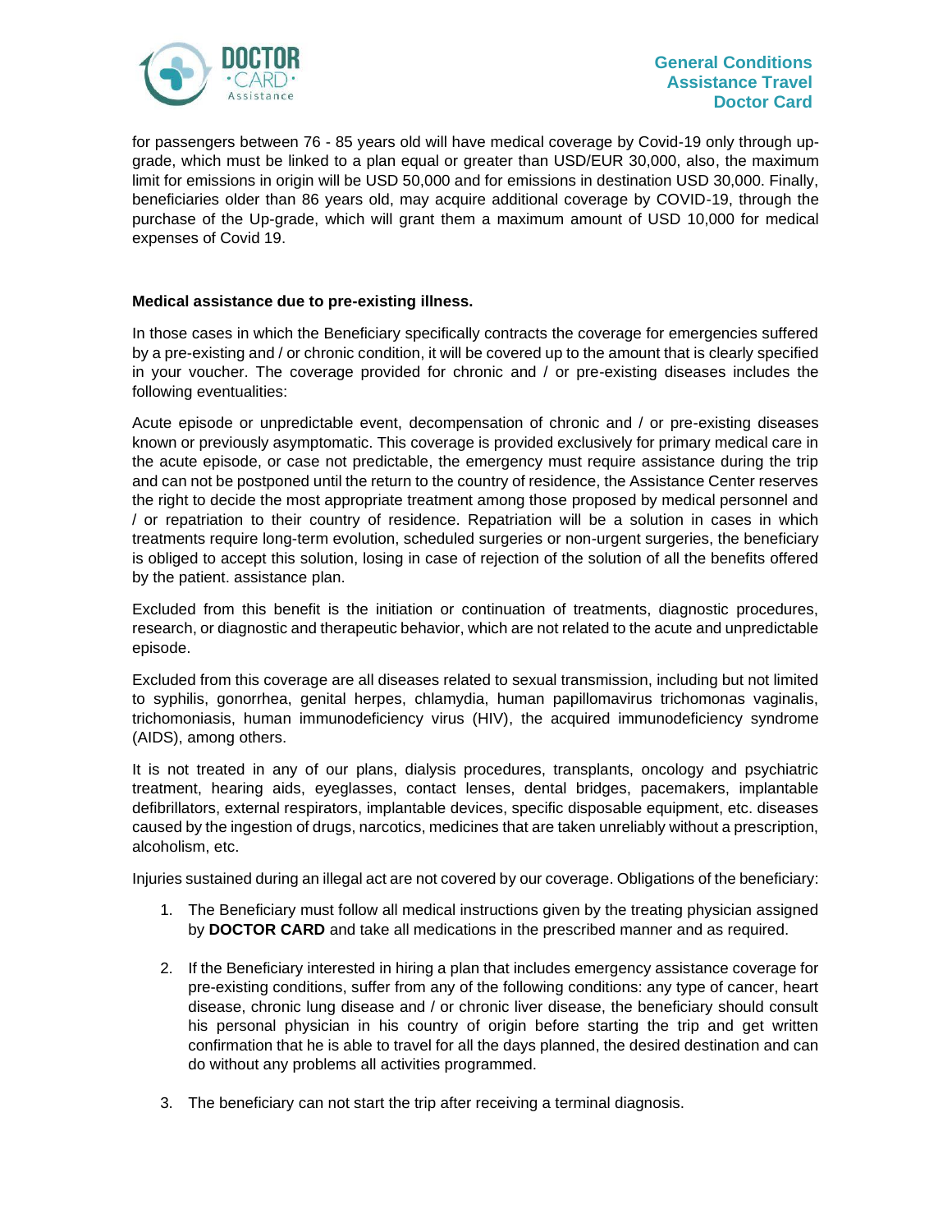for passengers between 76 - 85 years old will have medical coverage by Covid-19 only through up-grade, which must be linked to a plan equal or greater than USD/EUR 30,000, also, the maximum limit for emissions in origin will be USD 50,000 and for emissions in destination USD 30,000. Finally, beneficiaries older than 86 years old, may acquire additional coverage by COVID-19, through the purchase of the Up-grade, which will grant them a maximum amount of USD 10,000 for medical expenses of Covid 19.

**Medical assistance due to pre-existing illness.**

In those cases in which the Beneficiary specifically contracts the coverage for emergencies suffered by a pre-existing and / or chronic condition, it will be covered up to the amount that is clearly specified in your voucher. The coverage provided for chronic and / or pre-existing diseases includes the following eventualities:

Acute episode or unpredictable event, decompensation of chronic and / or pre-existing diseases known or previously asymptomatic. This coverage is provided exclusively for primary medical care in the acute episode, or case not predictable, the emergency must require assistance during the trip and can not be postponed until the return to the country of residence, the Assistance Center reserves the right to decide the most appropriate treatment among those proposed by medical personnel and / or repatriation to their country of residence. Repatriation will be a solution in cases in which treatments require long-term evolution, scheduled surgeries or non-urgent surgeries, the beneficiary is obliged to accept this solution, losing in case of rejection of the solution of all the benefits offered by the patient. assistance plan.

Excluded from this benefit is the initiation or continuation of treatments, diagnostic procedures, research, or diagnostic and therapeutic behavior, which are not related to the acute and unpredictable episode.

Excluded from this coverage are all diseases related to sexual transmission, including but not limited to syphilis, gonorrhea, genital herpes, chlamydia, human papillomavirus trichomonas vaginalis, trichomoniasis, human immunodeficiency virus (HIV), the acquired immunodeficiency syndrome (AIDS), among others.

It is not treated in any of our plans, dialysis procedures, transplants, oncology and psychiatric treatment, hearing aids, eyeglasses, contact lenses, dental bridges, pacemakers, implantable defibrillators, external respirators, implantable devices, specific disposable equipment, etc. diseases caused by the ingestion of drugs, narcotics, medicines that are taken unreliably without a prescription, alcoholism, etc.

Injuries sustained during an illegal act are not covered by our coverage. Obligations of the beneficiary:

1. The Beneficiary must follow all medical instructions given by the treating physician assigned by **DOCTOR CARD** and take all medications in the prescribed manner and as required.

2. If the Beneficiary interested in hiring a plan that includes emergency assistance coverage for pre-existing conditions, suffer from any of the following conditions: any type of cancer, heart disease, chronic lung disease and / or chronic liver disease, the beneficiary should consult his personal physician in his country of origin before starting the trip and get written confirmation that he is able to travel for all the days planned, the desired destination and can do without any problems all activities programmed.

3. The beneficiary can not start the trip after receiving a terminal diagnosis.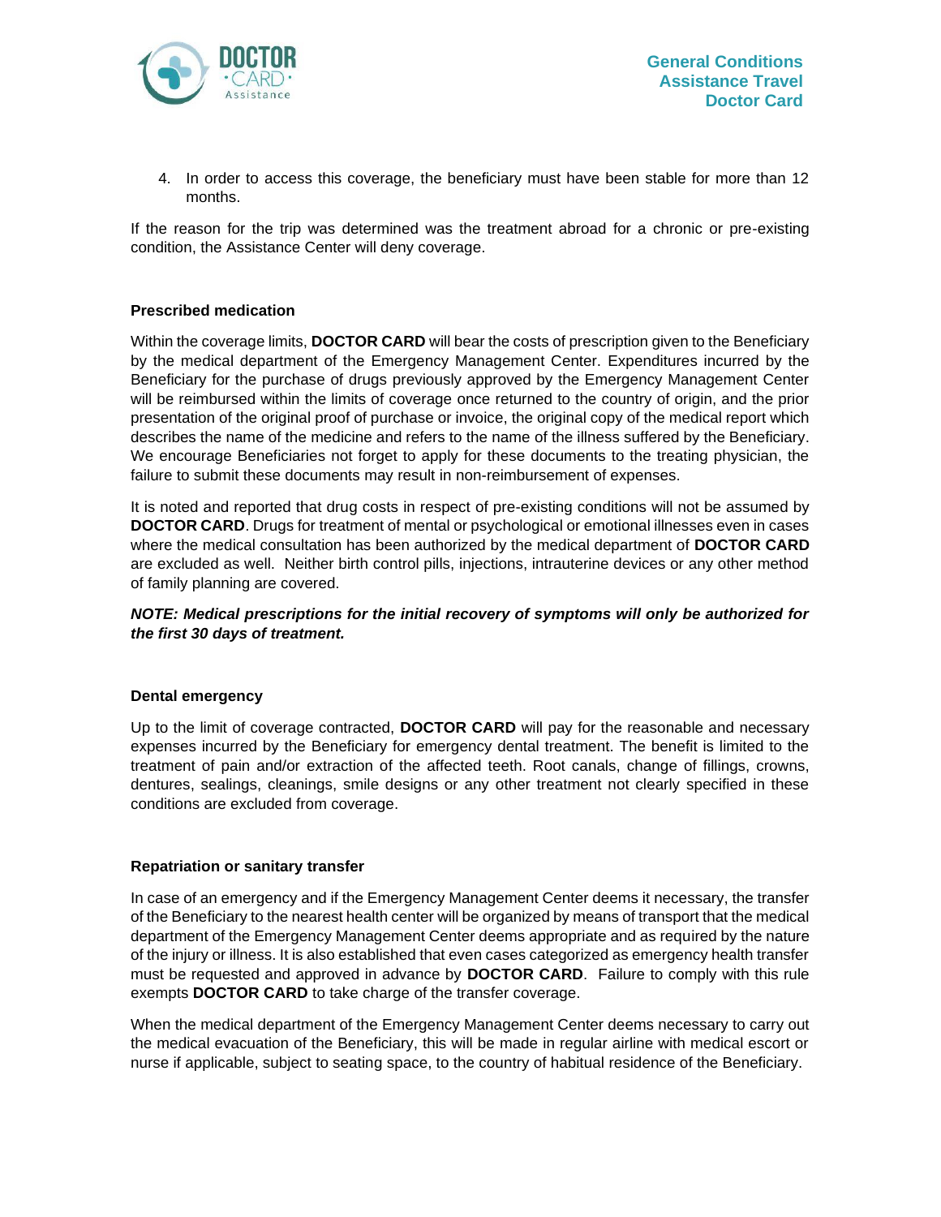4. In order to access this coverage, the beneficiary must have been stable for more than 12 months.

If the reason for the trip was determined was the treatment abroad for a chronic or pre-existing condition, the Assistance Center will deny coverage.

### Prescribed medication

Within the coverage limits, **DOCTOR CARD** will bear the costs of prescription given to the Beneficiary by the medical department of the Emergency Management Center. Expenditures incurred by the Beneficiary for the purchase of drugs previously approved by the Emergency Management Center will be reimbursed within the limits of coverage once returned to the country of origin, and the prior presentation of the original proof of purchase or invoice, the original copy of the medical report which describes the name of the medicine and refers to the name of the illness suffered by the Beneficiary. We encourage Beneficiaries not forget to apply for these documents to the treating physician, the failure to submit these documents may result in non-reimbursement of expenses.

It is noted and reported that drug costs in respect of pre-existing conditions will not be assumed by **DOCTOR CARD**. Drugs for treatment of mental or psychological or emotional illnesses even in cases where the medical consultation has been authorized by the medical department of **DOCTOR CARD** are excluded as well. Neither birth control pills, injections, intrauterine devices or any other method of family planning are covered.

***NOTE: Medical prescriptions for the initial recovery of symptoms will only be authorized for the first 30 days of treatment.***

### Dental emergency

Up to the limit of coverage contracted, **DOCTOR CARD** will pay for the reasonable and necessary expenses incurred by the Beneficiary for emergency dental treatment. The benefit is limited to the treatment of pain and/or extraction of the affected teeth. Root canals, change of fillings, crowns, dentures, sealings, cleanings, smile designs or any other treatment not clearly specified in these conditions are excluded from coverage.

### Repatriation or sanitary transfer

In case of an emergency and if the Emergency Management Center deems it necessary, the transfer of the Beneficiary to the nearest health center will be organized by means of transport that the medical department of the Emergency Management Center deems appropriate and as required by the nature of the injury or illness. It is also established that even cases categorized as emergency health transfer must be requested and approved in advance by **DOCTOR CARD**. Failure to comply with this rule exempts **DOCTOR CARD** to take charge of the transfer coverage.

When the medical department of the Emergency Management Center deems necessary to carry out the medical evacuation of the Beneficiary, this will be made in regular airline with medical escort or nurse if applicable, subject to seating space, to the country of habitual residence of the Beneficiary.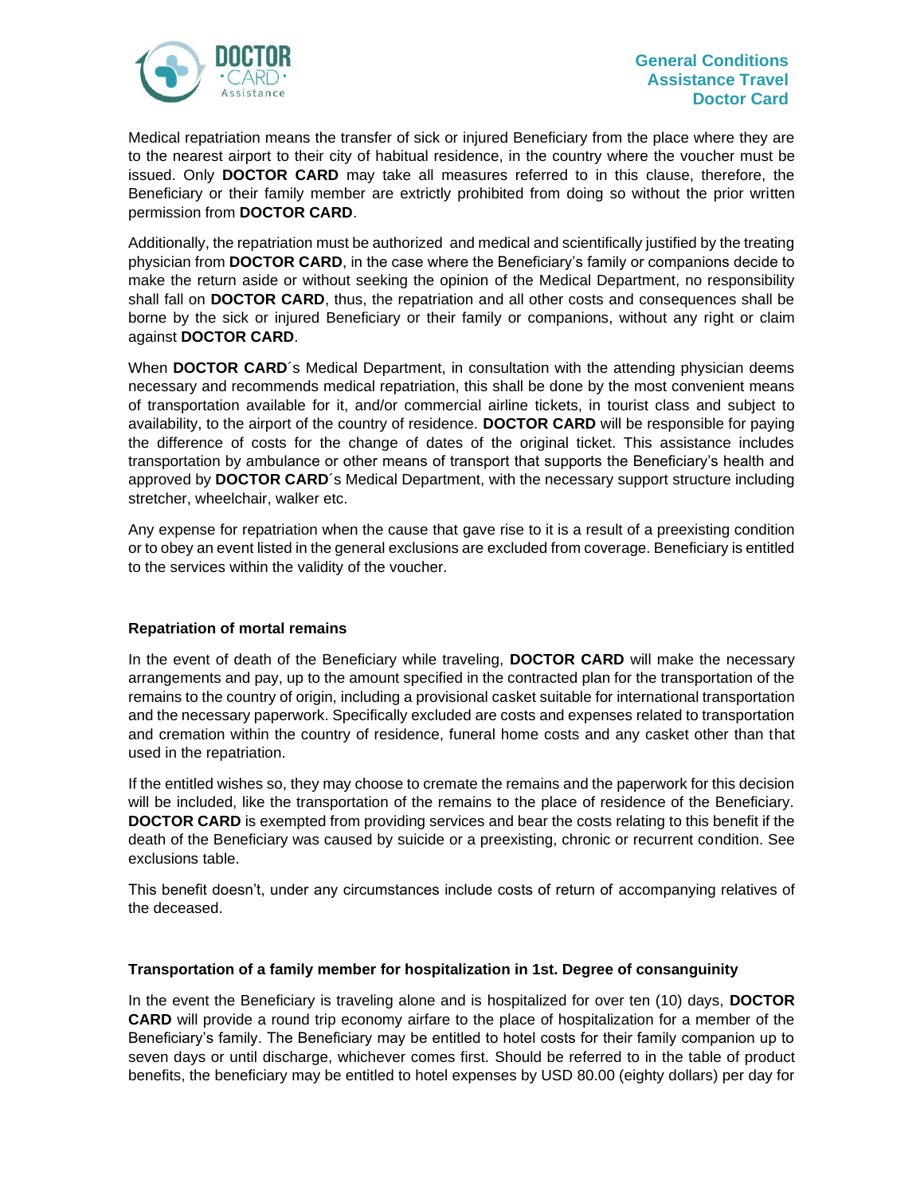Medical repatriation means the transfer of sick or injured Beneficiary from the place where they are to the nearest airport to their city of habitual residence, in the country where the voucher must be issued. Only **DOCTOR CARD** may take all measures referred to in this clause, therefore, the Beneficiary or their family member are extrictly prohibited from doing so without the prior written permission from **DOCTOR CARD**.

Additionally, the repatriation must be authorized and medical and scientifically justified by the treating physician from **DOCTOR CARD**, in the case where the Beneficiary's family or companions decide to make the return aside or without seeking the opinion of the Medical Department, no responsibility shall fall on **DOCTOR CARD**, thus, the repatriation and all other costs and consequences shall be borne by the sick or injured Beneficiary or their family or companions, without any right or claim against **DOCTOR CARD**.

When **DOCTOR CARD**´s Medical Department, in consultation with the attending physician deems necessary and recommends medical repatriation, this shall be done by the most convenient means of transportation available for it, and/or commercial airline tickets, in tourist class and subject to availability, to the airport of the country of residence. **DOCTOR CARD** will be responsible for paying the difference of costs for the change of dates of the original ticket. This assistance includes transportation by ambulance or other means of transport that supports the Beneficiary's health and approved by **DOCTOR CARD**´s Medical Department, with the necessary support structure including stretcher, wheelchair, walker etc.

Any expense for repatriation when the cause that gave rise to it is a result of a preexisting condition or to obey an event listed in the general exclusions are excluded from coverage. Beneficiary is entitled to the services within the validity of the voucher.

**Repatriation of mortal remains**

In the event of death of the Beneficiary while traveling, **DOCTOR CARD** will make the necessary arrangements and pay, up to the amount specified in the contracted plan for the transportation of the remains to the country of origin, including a provisional casket suitable for international transportation and the necessary paperwork. Specifically excluded are costs and expenses related to transportation and cremation within the country of residence, funeral home costs and any casket other than that used in the repatriation.

If the entitled wishes so, they may choose to cremate the remains and the paperwork for this decision will be included, like the transportation of the remains to the place of residence of the Beneficiary. **DOCTOR CARD** is exempted from providing services and bear the costs relating to this benefit if the death of the Beneficiary was caused by suicide or a preexisting, chronic or recurrent condition. See exclusions table.

This benefit doesn't, under any circumstances include costs of return of accompanying relatives of the deceased.

**Transportation of a family member for hospitalization in 1st. Degree of consanguinity**

In the event the Beneficiary is traveling alone and is hospitalized for over ten (10) days, **DOCTOR CARD** will provide a round trip economy airfare to the place of hospitalization for a member of the Beneficiary's family. The Beneficiary may be entitled to hotel costs for their family companion up to seven days or until discharge, whichever comes first. Should be referred to in the table of product benefits, the beneficiary may be entitled to hotel expenses by USD 80.00 (eighty dollars) per day for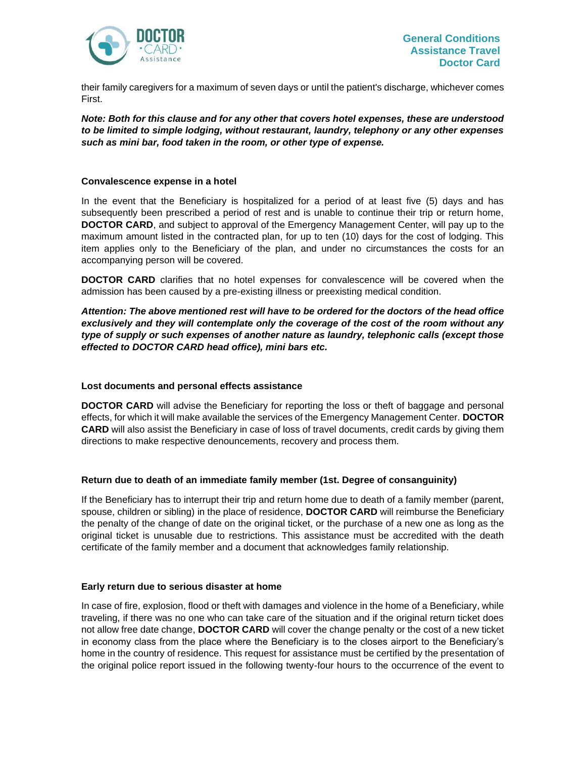their family caregivers for a maximum of seven days or until the patient's discharge, whichever comes First.

***Note: Both for this clause and for any other that covers hotel expenses, these are understood to be limited to simple lodging, without restaurant, laundry, telephony or any other expenses such as mini bar, food taken in the room, or other type of expense.***

### Convalescence expense in a hotel

In the event that the Beneficiary is hospitalized for a period of at least five (5) days and has subsequently been prescribed a period of rest and is unable to continue their trip or return home, **DOCTOR CARD**, and subject to approval of the Emergency Management Center, will pay up to the maximum amount listed in the contracted plan, for up to ten (10) days for the cost of lodging. This item applies only to the Beneficiary of the plan, and under no circumstances the costs for an accompanying person will be covered.

**DOCTOR CARD** clarifies that no hotel expenses for convalescence will be covered when the admission has been caused by a pre-existing illness or preexisting medical condition.

***Attention: The above mentioned rest will have to be ordered for the doctors of the head office exclusively and they will contemplate only the coverage of the cost of the room without any type of supply or such expenses of another nature as laundry, telephonic calls (except those effected to DOCTOR CARD head office), mini bars etc.***

### Lost documents and personal effects assistance

**DOCTOR CARD** will advise the Beneficiary for reporting the loss or theft of baggage and personal effects, for which it will make available the services of the Emergency Management Center. **DOCTOR CARD** will also assist the Beneficiary in case of loss of travel documents, credit cards by giving them directions to make respective denouncements, recovery and process them.

### Return due to death of an immediate family member (1st. Degree of consanguinity)

If the Beneficiary has to interrupt their trip and return home due to death of a family member (parent, spouse, children or sibling) in the place of residence, **DOCTOR CARD** will reimburse the Beneficiary the penalty of the change of date on the original ticket, or the purchase of a new one as long as the original ticket is unusable due to restrictions. This assistance must be accredited with the death certificate of the family member and a document that acknowledges family relationship.

### Early return due to serious disaster at home

In case of fire, explosion, flood or theft with damages and violence in the home of a Beneficiary, while traveling, if there was no one who can take care of the situation and if the original return ticket does not allow free date change, **DOCTOR CARD** will cover the change penalty or the cost of a new ticket in economy class from the place where the Beneficiary is to the closes airport to the Beneficiary's home in the country of residence. This request for assistance must be certified by the presentation of the original police report issued in the following twenty-four hours to the occurrence of the event to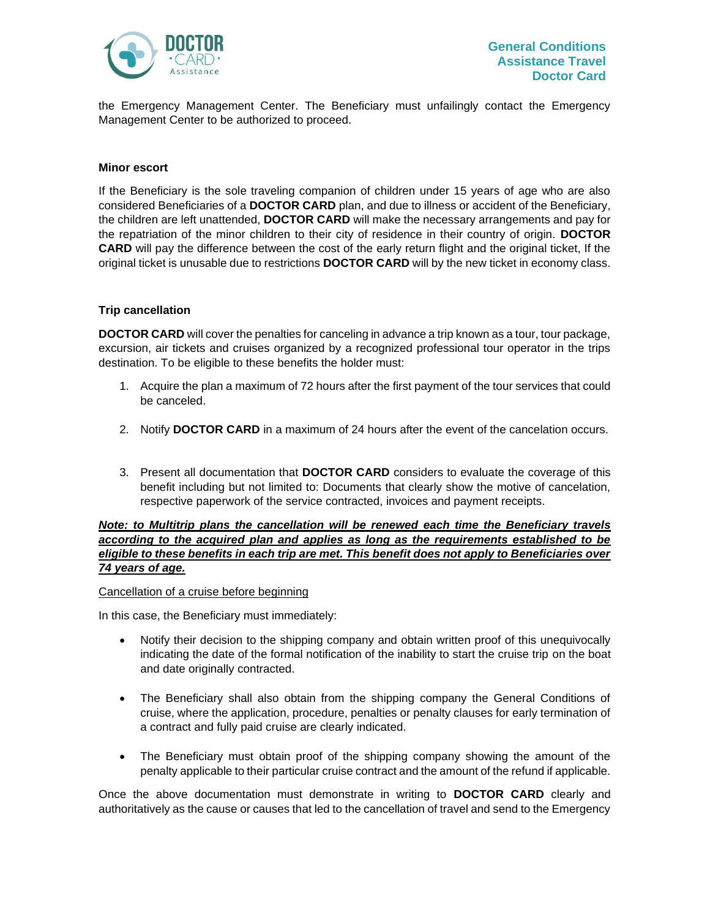the Emergency Management Center. The Beneficiary must unfailingly contact the Emergency Management Center to be authorized to proceed.

**Minor escort**

If the Beneficiary is the sole traveling companion of children under 15 years of age who are also considered Beneficiaries of a **DOCTOR CARD** plan, and due to illness or accident of the Beneficiary, the children are left unattended, **DOCTOR CARD** will make the necessary arrangements and pay for the repatriation of the minor children to their city of residence in their country of origin. **DOCTOR CARD** will pay the difference between the cost of the early return flight and the original ticket, If the original ticket is unusable due to restrictions **DOCTOR CARD** will by the new ticket in economy class.

**Trip cancellation**

**DOCTOR CARD** will cover the penalties for canceling in advance a trip known as a tour, tour package, excursion, air tickets and cruises organized by a recognized professional tour operator in the trips destination. To be eligible to these benefits the holder must:

1. Acquire the plan a maximum of 72 hours after the first payment of the tour services that could be canceled.

2. Notify **DOCTOR CARD** in a maximum of 24 hours after the event of the cancelation occurs.

3. Present all documentation that **DOCTOR CARD** considers to evaluate the coverage of this benefit including but not limited to: Documents that clearly show the motive of cancelation, respective paperwork of the service contracted, invoices and payment receipts.

***Note: to Multitrip plans the cancellation will be renewed each time the Beneficiary travels according to the acquired plan and applies as long as the requirements established to be eligible to these benefits in each trip are met. This benefit does not apply to Beneficiaries over 74 years of age.***

Cancellation of a cruise before beginning

In this case, the Beneficiary must immediately:

- Notify their decision to the shipping company and obtain written proof of this unequivocally indicating the date of the formal notification of the inability to start the cruise trip on the boat and date originally contracted.

- The Beneficiary shall also obtain from the shipping company the General Conditions of cruise, where the application, procedure, penalties or penalty clauses for early termination of a contract and fully paid cruise are clearly indicated.

- The Beneficiary must obtain proof of the shipping company showing the amount of the penalty applicable to their particular cruise contract and the amount of the refund if applicable.

Once the above documentation must demonstrate in writing to **DOCTOR CARD** clearly and authoritatively as the cause or causes that led to the cancellation of travel and send to the Emergency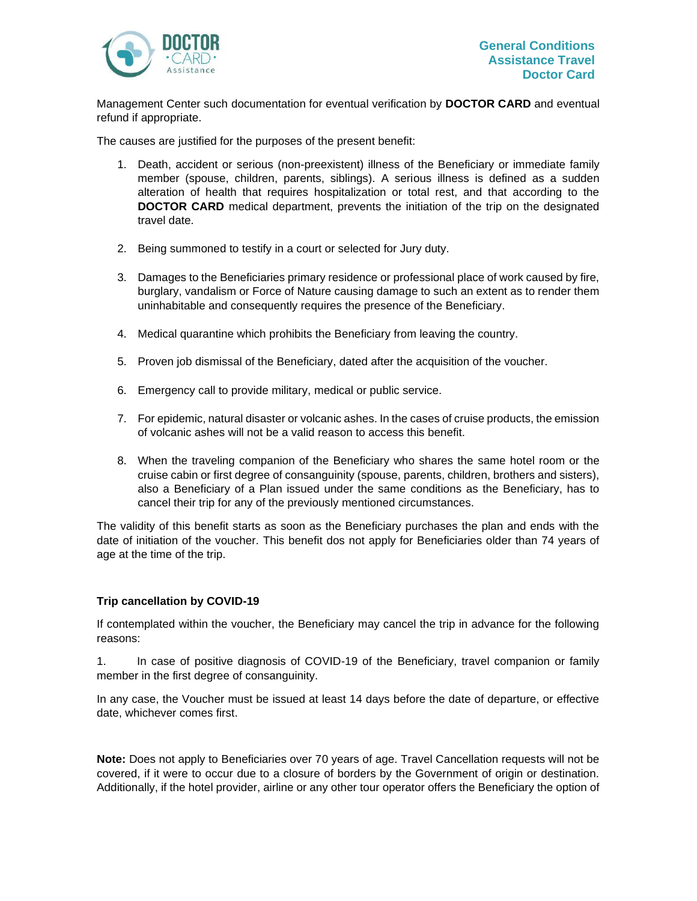Management Center such documentation for eventual verification by **DOCTOR CARD** and eventual refund if appropriate.

The causes are justified for the purposes of the present benefit:

1. Death, accident or serious (non-preexistent) illness of the Beneficiary or immediate family member (spouse, children, parents, siblings). A serious illness is defined as a sudden alteration of health that requires hospitalization or total rest, and that according to the **DOCTOR CARD** medical department, prevents the initiation of the trip on the designated travel date.

2. Being summoned to testify in a court or selected for Jury duty.

3. Damages to the Beneficiaries primary residence or professional place of work caused by fire, burglary, vandalism or Force of Nature causing damage to such an extent as to render them uninhabitable and consequently requires the presence of the Beneficiary.

4. Medical quarantine which prohibits the Beneficiary from leaving the country.

5. Proven job dismissal of the Beneficiary, dated after the acquisition of the voucher.

6. Emergency call to provide military, medical or public service.

7. For epidemic, natural disaster or volcanic ashes. In the cases of cruise products, the emission of volcanic ashes will not be a valid reason to access this benefit.

8. When the traveling companion of the Beneficiary who shares the same hotel room or the cruise cabin or first degree of consanguinity (spouse, parents, children, brothers and sisters), also a Beneficiary of a Plan issued under the same conditions as the Beneficiary, has to cancel their trip for any of the previously mentioned circumstances.

The validity of this benefit starts as soon as the Beneficiary purchases the plan and ends with the date of initiation of the voucher. This benefit dos not apply for Beneficiaries older than 74 years of age at the time of the trip.

**Trip cancellation by COVID-19**

If contemplated within the voucher, the Beneficiary may cancel the trip in advance for the following reasons:

1. In case of positive diagnosis of COVID-19 of the Beneficiary, travel companion or family member in the first degree of consanguinity.

In any case, the Voucher must be issued at least 14 days before the date of departure, or effective date, whichever comes first.

**Note:** Does not apply to Beneficiaries over 70 years of age. Travel Cancellation requests will not be covered, if it were to occur due to a closure of borders by the Government of origin or destination. Additionally, if the hotel provider, airline or any other tour operator offers the Beneficiary the option of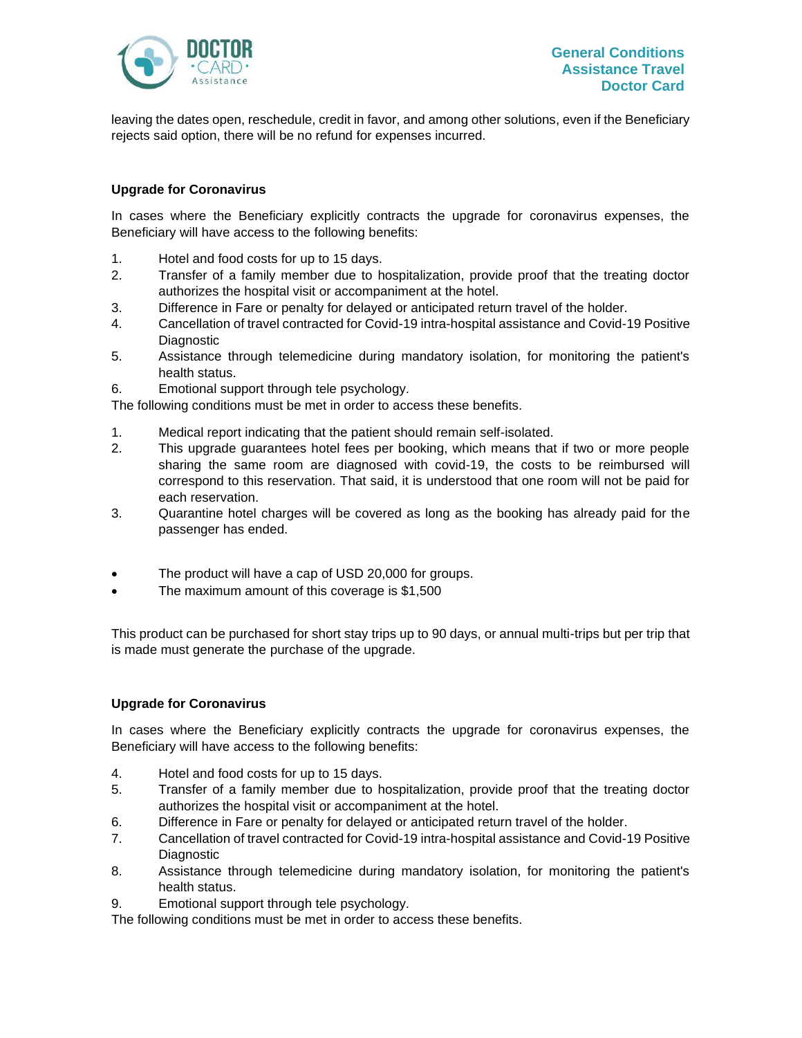leaving the dates open, reschedule, credit in favor, and among other solutions, even if the Beneficiary rejects said option, there will be no refund for expenses incurred.

**Upgrade for Coronavirus**

In cases where the Beneficiary explicitly contracts the upgrade for coronavirus expenses, the Beneficiary will have access to the following benefits:

1. Hotel and food costs for up to 15 days.
2. Transfer of a family member due to hospitalization, provide proof that the treating doctor authorizes the hospital visit or accompaniment at the hotel.
3. Difference in Fare or penalty for delayed or anticipated return travel of the holder.
4. Cancellation of travel contracted for Covid-19 intra-hospital assistance and Covid-19 Positive Diagnostic
5. Assistance through telemedicine during mandatory isolation, for monitoring the patient's health status.
6. Emotional support through tele psychology.

The following conditions must be met in order to access these benefits.

1. Medical report indicating that the patient should remain self-isolated.
2. This upgrade guarantees hotel fees per booking, which means that if two or more people sharing the same room are diagnosed with covid-19, the costs to be reimbursed will correspond to this reservation. That said, it is understood that one room will not be paid for each reservation.
3. Quarantine hotel charges will be covered as long as the booking has already paid for the passenger has ended.

- The product will have a cap of USD 20,000 for groups.
- The maximum amount of this coverage is $1,500

This product can be purchased for short stay trips up to 90 days, or annual multi-trips but per trip that is made must generate the purchase of the upgrade.

**Upgrade for Coronavirus**

In cases where the Beneficiary explicitly contracts the upgrade for coronavirus expenses, the Beneficiary will have access to the following benefits:

4. Hotel and food costs for up to 15 days.
5. Transfer of a family member due to hospitalization, provide proof that the treating doctor authorizes the hospital visit or accompaniment at the hotel.
6. Difference in Fare or penalty for delayed or anticipated return travel of the holder.
7. Cancellation of travel contracted for Covid-19 intra-hospital assistance and Covid-19 Positive Diagnostic
8. Assistance through telemedicine during mandatory isolation, for monitoring the patient's health status.
9. Emotional support through tele psychology.

The following conditions must be met in order to access these benefits.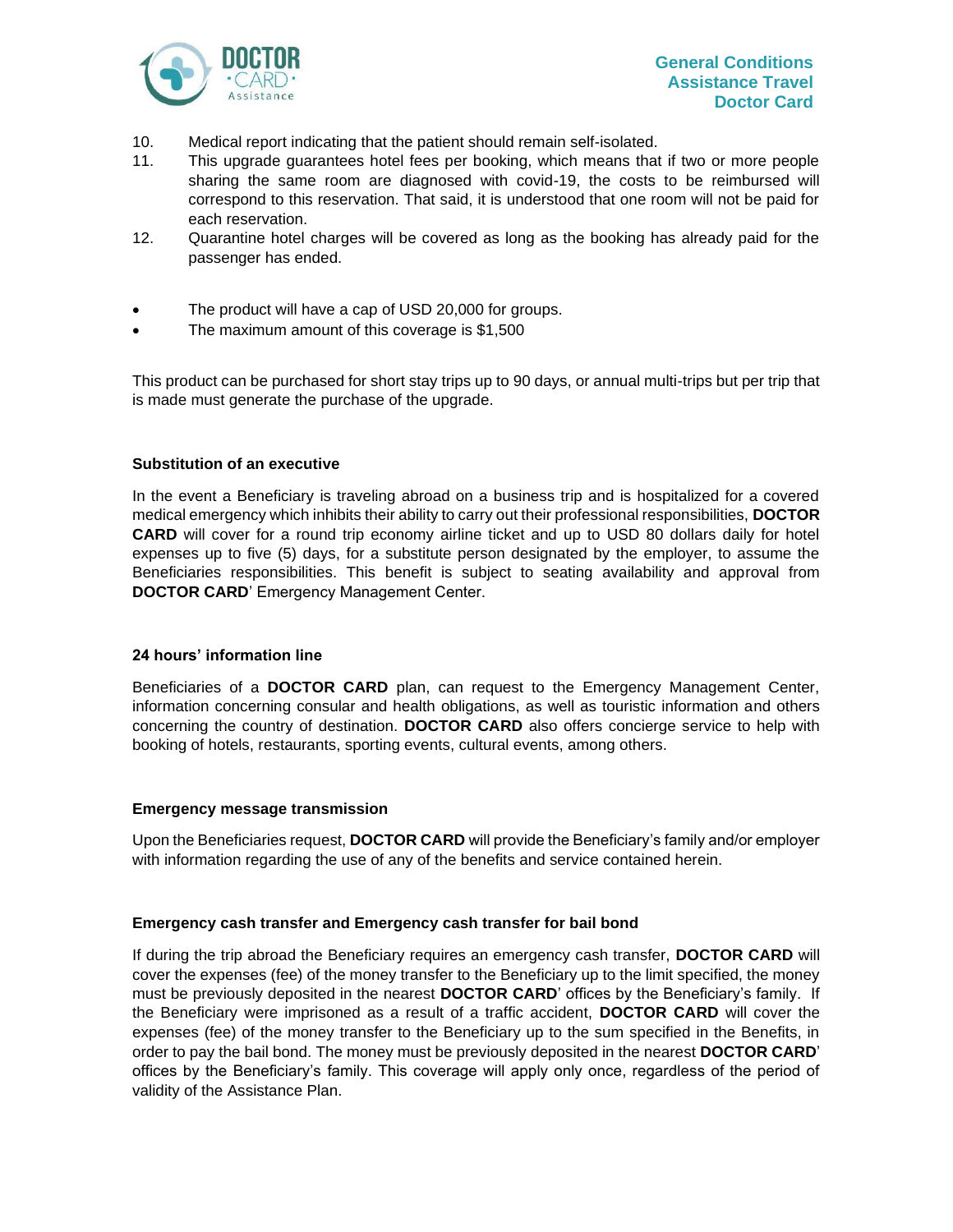10. Medical report indicating that the patient should remain self-isolated.
11. This upgrade guarantees hotel fees per booking, which means that if two or more people sharing the same room are diagnosed with covid-19, the costs to be reimbursed will correspond to this reservation. That said, it is understood that one room will not be paid for each reservation.
12. Quarantine hotel charges will be covered as long as the booking has already paid for the passenger has ended.

- The product will have a cap of USD 20,000 for groups.
- The maximum amount of this coverage is $1,500

This product can be purchased for short stay trips up to 90 days, or annual multi-trips but per trip that is made must generate the purchase of the upgrade.

### Substitution of an executive

In the event a Beneficiary is traveling abroad on a business trip and is hospitalized for a covered medical emergency which inhibits their ability to carry out their professional responsibilities, **DOCTOR CARD** will cover for a round trip economy airline ticket and up to USD 80 dollars daily for hotel expenses up to five (5) days, for a substitute person designated by the employer, to assume the Beneficiaries responsibilities. This benefit is subject to seating availability and approval from **DOCTOR CARD**' Emergency Management Center.

### 24 hours' information line

Beneficiaries of a **DOCTOR CARD** plan, can request to the Emergency Management Center, information concerning consular and health obligations, as well as touristic information and others concerning the country of destination. **DOCTOR CARD** also offers concierge service to help with booking of hotels, restaurants, sporting events, cultural events, among others.

### Emergency message transmission

Upon the Beneficiaries request, **DOCTOR CARD** will provide the Beneficiary's family and/or employer with information regarding the use of any of the benefits and service contained herein.

### Emergency cash transfer and Emergency cash transfer for bail bond

If during the trip abroad the Beneficiary requires an emergency cash transfer, **DOCTOR CARD** will cover the expenses (fee) of the money transfer to the Beneficiary up to the limit specified, the money must be previously deposited in the nearest **DOCTOR CARD**' offices by the Beneficiary's family. If the Beneficiary were imprisoned as a result of a traffic accident, **DOCTOR CARD** will cover the expenses (fee) of the money transfer to the Beneficiary up to the sum specified in the Benefits, in order to pay the bail bond. The money must be previously deposited in the nearest **DOCTOR CARD**' offices by the Beneficiary's family. This coverage will apply only once, regardless of the period of validity of the Assistance Plan.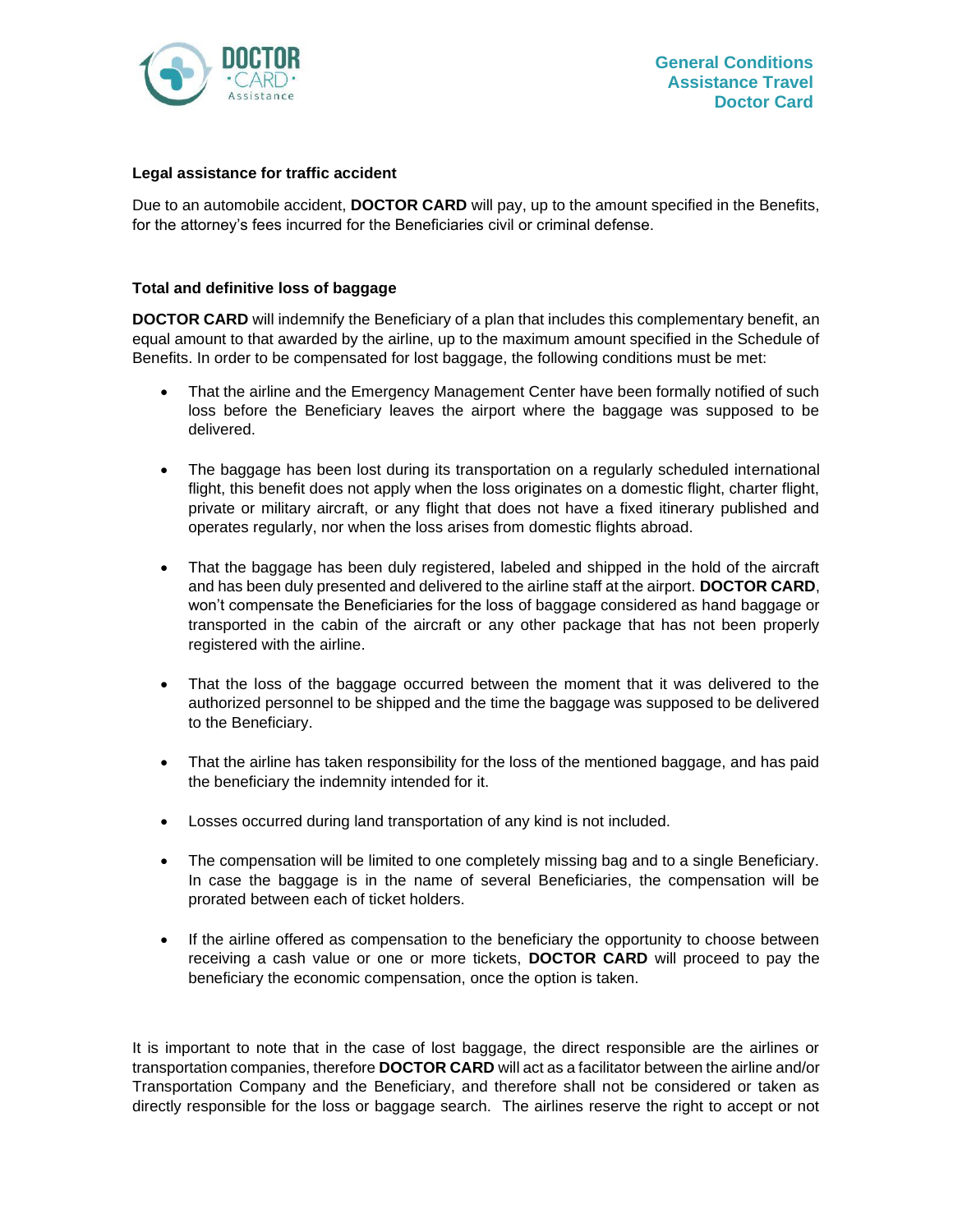**Legal assistance for traffic accident**

Due to an automobile accident, **DOCTOR CARD** will pay, up to the amount specified in the Benefits, for the attorney's fees incurred for the Beneficiaries civil or criminal defense.

**Total and definitive loss of baggage**

**DOCTOR CARD** will indemnify the Beneficiary of a plan that includes this complementary benefit, an equal amount to that awarded by the airline, up to the maximum amount specified in the Schedule of Benefits. In order to be compensated for lost baggage, the following conditions must be met:

- That the airline and the Emergency Management Center have been formally notified of such loss before the Beneficiary leaves the airport where the baggage was supposed to be delivered.
- The baggage has been lost during its transportation on a regularly scheduled international flight, this benefit does not apply when the loss originates on a domestic flight, charter flight, private or military aircraft, or any flight that does not have a fixed itinerary published and operates regularly, nor when the loss arises from domestic flights abroad.
- That the baggage has been duly registered, labeled and shipped in the hold of the aircraft and has been duly presented and delivered to the airline staff at the airport. **DOCTOR CARD**, won't compensate the Beneficiaries for the loss of baggage considered as hand baggage or transported in the cabin of the aircraft or any other package that has not been properly registered with the airline.
- That the loss of the baggage occurred between the moment that it was delivered to the authorized personnel to be shipped and the time the baggage was supposed to be delivered to the Beneficiary.
- That the airline has taken responsibility for the loss of the mentioned baggage, and has paid the beneficiary the indemnity intended for it.
- Losses occurred during land transportation of any kind is not included.
- The compensation will be limited to one completely missing bag and to a single Beneficiary. In case the baggage is in the name of several Beneficiaries, the compensation will be prorated between each of ticket holders.
- If the airline offered as compensation to the beneficiary the opportunity to choose between receiving a cash value or one or more tickets, **DOCTOR CARD** will proceed to pay the beneficiary the economic compensation, once the option is taken.

It is important to note that in the case of lost baggage, the direct responsible are the airlines or transportation companies, therefore **DOCTOR CARD** will act as a facilitator between the airline and/or Transportation Company and the Beneficiary, and therefore shall not be considered or taken as directly responsible for the loss or baggage search. The airlines reserve the right to accept or not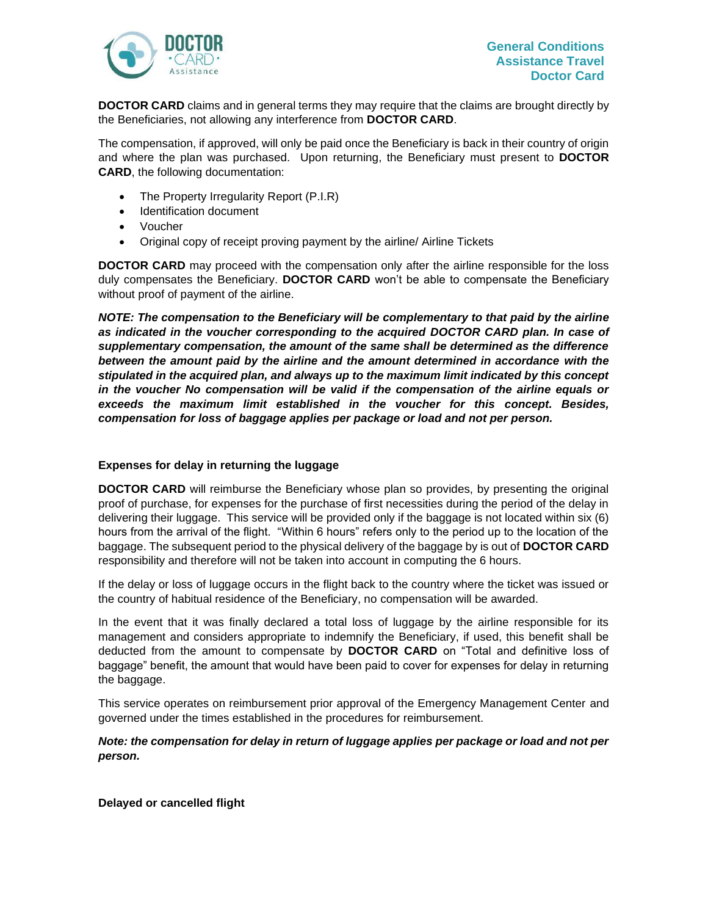**DOCTOR CARD** claims and in general terms they may require that the claims are brought directly by the Beneficiaries, not allowing any interference from **DOCTOR CARD**.

The compensation, if approved, will only be paid once the Beneficiary is back in their country of origin and where the plan was purchased. Upon returning, the Beneficiary must present to **DOCTOR CARD**, the following documentation:

- The Property Irregularity Report (P.I.R)
- Identification document
- Voucher
- Original copy of receipt proving payment by the airline/ Airline Tickets

**DOCTOR CARD** may proceed with the compensation only after the airline responsible for the loss duly compensates the Beneficiary. **DOCTOR CARD** won't be able to compensate the Beneficiary without proof of payment of the airline.

***NOTE: The compensation to the Beneficiary will be complementary to that paid by the airline as indicated in the voucher corresponding to the acquired DOCTOR CARD plan. In case of supplementary compensation, the amount of the same shall be determined as the difference between the amount paid by the airline and the amount determined in accordance with the stipulated in the acquired plan, and always up to the maximum limit indicated by this concept in the voucher No compensation will be valid if the compensation of the airline equals or exceeds the maximum limit established in the voucher for this concept. Besides, compensation for loss of baggage applies per package or load and not per person.***

**Expenses for delay in returning the luggage**

**DOCTOR CARD** will reimburse the Beneficiary whose plan so provides, by presenting the original proof of purchase, for expenses for the purchase of first necessities during the period of the delay in delivering their luggage. This service will be provided only if the baggage is not located within six (6) hours from the arrival of the flight. "Within 6 hours" refers only to the period up to the location of the baggage. The subsequent period to the physical delivery of the baggage by is out of **DOCTOR CARD** responsibility and therefore will not be taken into account in computing the 6 hours.

If the delay or loss of luggage occurs in the flight back to the country where the ticket was issued or the country of habitual residence of the Beneficiary, no compensation will be awarded.

In the event that it was finally declared a total loss of luggage by the airline responsible for its management and considers appropriate to indemnify the Beneficiary, if used, this benefit shall be deducted from the amount to compensate by **DOCTOR CARD** on "Total and definitive loss of baggage" benefit, the amount that would have been paid to cover for expenses for delay in returning the baggage.

This service operates on reimbursement prior approval of the Emergency Management Center and governed under the times established in the procedures for reimbursement.

***Note: the compensation for delay in return of luggage applies per package or load and not per person.***

**Delayed or cancelled flight**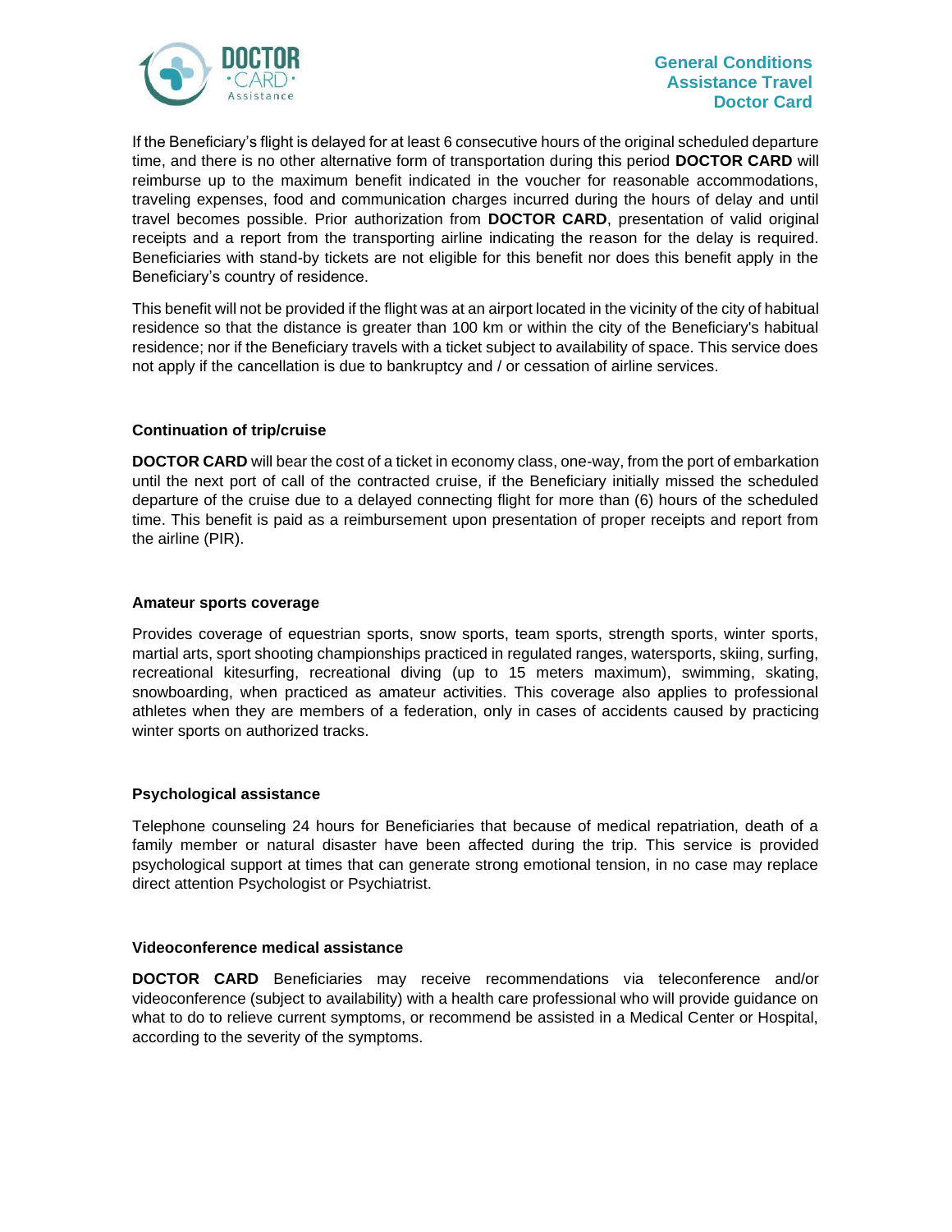If the Beneficiary's flight is delayed for at least 6 consecutive hours of the original scheduled departure time, and there is no other alternative form of transportation during this period **DOCTOR CARD** will reimburse up to the maximum benefit indicated in the voucher for reasonable accommodations, traveling expenses, food and communication charges incurred during the hours of delay and until travel becomes possible. Prior authorization from **DOCTOR CARD**, presentation of valid original receipts and a report from the transporting airline indicating the reason for the delay is required. Beneficiaries with stand-by tickets are not eligible for this benefit nor does this benefit apply in the Beneficiary's country of residence.

This benefit will not be provided if the flight was at an airport located in the vicinity of the city of habitual residence so that the distance is greater than 100 km or within the city of the Beneficiary's habitual residence; nor if the Beneficiary travels with a ticket subject to availability of space. This service does not apply if the cancellation is due to bankruptcy and / or cessation of airline services.

### Continuation of trip/cruise

**DOCTOR CARD** will bear the cost of a ticket in economy class, one-way, from the port of embarkation until the next port of call of the contracted cruise, if the Beneficiary initially missed the scheduled departure of the cruise due to a delayed connecting flight for more than (6) hours of the scheduled time. This benefit is paid as a reimbursement upon presentation of proper receipts and report from the airline (PIR).

### Amateur sports coverage

Provides coverage of equestrian sports, snow sports, team sports, strength sports, winter sports, martial arts, sport shooting championships practiced in regulated ranges, watersports, skiing, surfing, recreational kitesurfing, recreational diving (up to 15 meters maximum), swimming, skating, snowboarding, when practiced as amateur activities. This coverage also applies to professional athletes when they are members of a federation, only in cases of accidents caused by practicing winter sports on authorized tracks.

### Psychological assistance

Telephone counseling 24 hours for Beneficiaries that because of medical repatriation, death of a family member or natural disaster have been affected during the trip. This service is provided psychological support at times that can generate strong emotional tension, in no case may replace direct attention Psychologist or Psychiatrist.

### Videoconference medical assistance

**DOCTOR CARD** Beneficiaries may receive recommendations via teleconference and/or videoconference (subject to availability) with a health care professional who will provide guidance on what to do to relieve current symptoms, or recommend be assisted in a Medical Center or Hospital, according to the severity of the symptoms.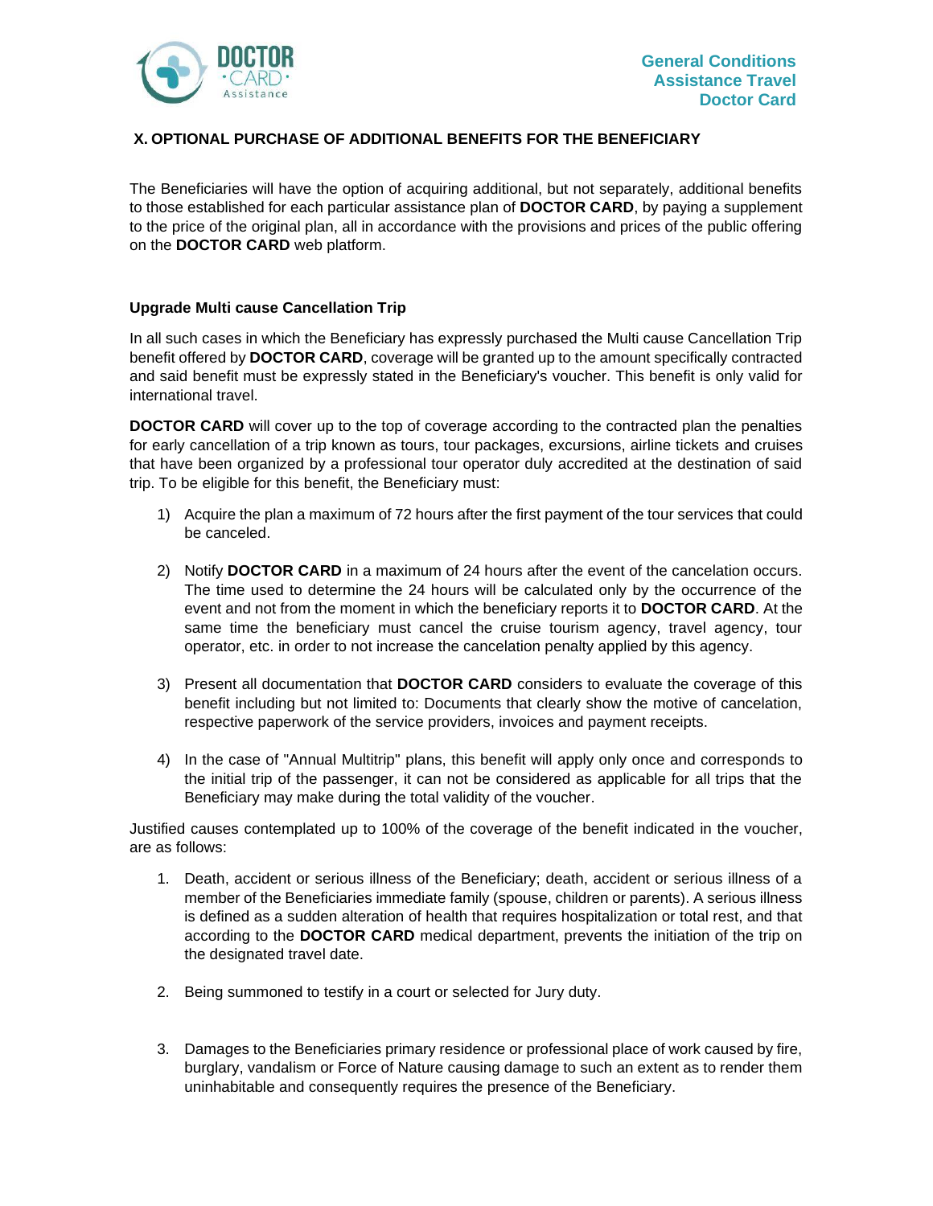## X. OPTIONAL PURCHASE OF ADDITIONAL BENEFITS FOR THE BENEFICIARY

The Beneficiaries will have the option of acquiring additional, but not separately, additional benefits to those established for each particular assistance plan of **DOCTOR CARD**, by paying a supplement to the price of the original plan, all in accordance with the provisions and prices of the public offering on the **DOCTOR CARD** web platform.

### Upgrade Multi cause Cancellation Trip

In all such cases in which the Beneficiary has expressly purchased the Multi cause Cancellation Trip benefit offered by **DOCTOR CARD**, coverage will be granted up to the amount specifically contracted and said benefit must be expressly stated in the Beneficiary's voucher. This benefit is only valid for international travel.

**DOCTOR CARD** will cover up to the top of coverage according to the contracted plan the penalties for early cancellation of a trip known as tours, tour packages, excursions, airline tickets and cruises that have been organized by a professional tour operator duly accredited at the destination of said trip. To be eligible for this benefit, the Beneficiary must:

1) Acquire the plan a maximum of 72 hours after the first payment of the tour services that could be canceled.

2) Notify **DOCTOR CARD** in a maximum of 24 hours after the event of the cancelation occurs. The time used to determine the 24 hours will be calculated only by the occurrence of the event and not from the moment in which the beneficiary reports it to **DOCTOR CARD**. At the same time the beneficiary must cancel the cruise tourism agency, travel agency, tour operator, etc. in order to not increase the cancelation penalty applied by this agency.

3) Present all documentation that **DOCTOR CARD** considers to evaluate the coverage of this benefit including but not limited to: Documents that clearly show the motive of cancelation, respective paperwork of the service providers, invoices and payment receipts.

4) In the case of "Annual Multitrip" plans, this benefit will apply only once and corresponds to the initial trip of the passenger, it can not be considered as applicable for all trips that the Beneficiary may make during the total validity of the voucher.

Justified causes contemplated up to 100% of the coverage of the benefit indicated in the voucher, are as follows:

1. Death, accident or serious illness of the Beneficiary; death, accident or serious illness of a member of the Beneficiaries immediate family (spouse, children or parents). A serious illness is defined as a sudden alteration of health that requires hospitalization or total rest, and that according to the **DOCTOR CARD** medical department, prevents the initiation of the trip on the designated travel date.

2. Being summoned to testify in a court or selected for Jury duty.

3. Damages to the Beneficiaries primary residence or professional place of work caused by fire, burglary, vandalism or Force of Nature causing damage to such an extent as to render them uninhabitable and consequently requires the presence of the Beneficiary.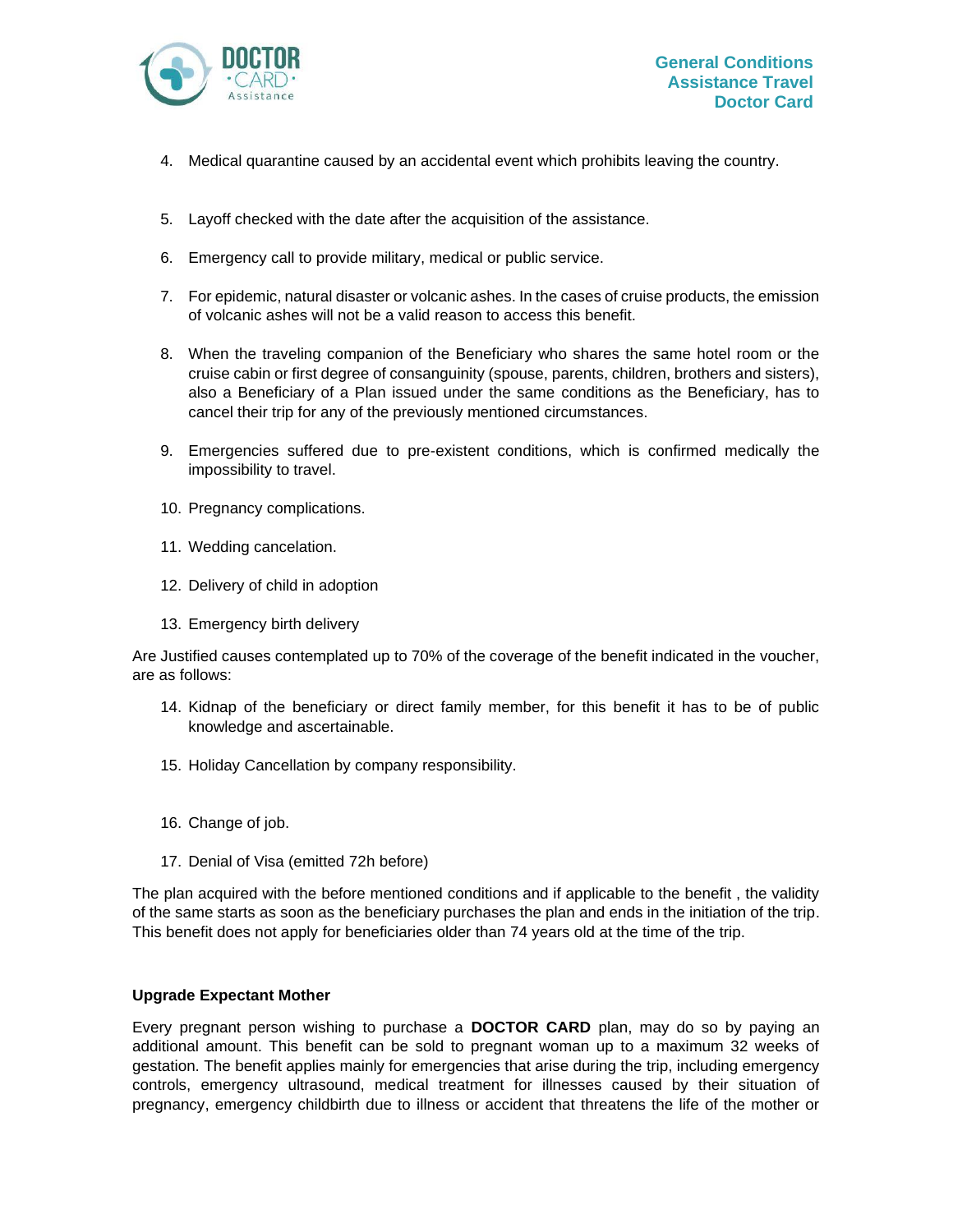4. Medical quarantine caused by an accidental event which prohibits leaving the country.

5. Layoff checked with the date after the acquisition of the assistance.

6. Emergency call to provide military, medical or public service.

7. For epidemic, natural disaster or volcanic ashes. In the cases of cruise products, the emission of volcanic ashes will not be a valid reason to access this benefit.

8. When the traveling companion of the Beneficiary who shares the same hotel room or the cruise cabin or first degree of consanguinity (spouse, parents, children, brothers and sisters), also a Beneficiary of a Plan issued under the same conditions as the Beneficiary, has to cancel their trip for any of the previously mentioned circumstances.

9. Emergencies suffered due to pre-existent conditions, which is confirmed medically the impossibility to travel.

10. Pregnancy complications.

11. Wedding cancelation.

12. Delivery of child in adoption

13. Emergency birth delivery

Are Justified causes contemplated up to 70% of the coverage of the benefit indicated in the voucher, are as follows:

14. Kidnap of the beneficiary or direct family member, for this benefit it has to be of public knowledge and ascertainable.

15. Holiday Cancellation by company responsibility.

16. Change of job.

17. Denial of Visa (emitted 72h before)

The plan acquired with the before mentioned conditions and if applicable to the benefit , the validity of the same starts as soon as the beneficiary purchases the plan and ends in the initiation of the trip. This benefit does not apply for beneficiaries older than 74 years old at the time of the trip.

**Upgrade Expectant Mother**

Every pregnant person wishing to purchase a **DOCTOR CARD** plan, may do so by paying an additional amount. This benefit can be sold to pregnant woman up to a maximum 32 weeks of gestation. The benefit applies mainly for emergencies that arise during the trip, including emergency controls, emergency ultrasound, medical treatment for illnesses caused by their situation of pregnancy, emergency childbirth due to illness or accident that threatens the life of the mother or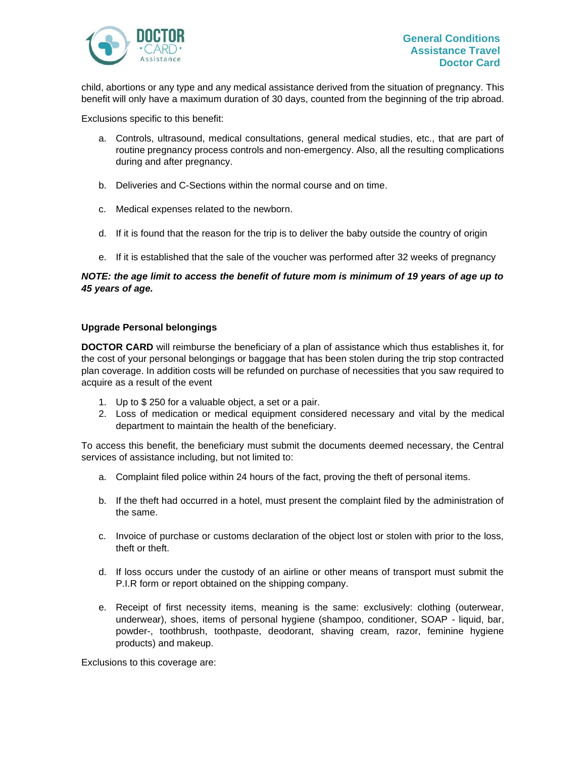child, abortions or any type and any medical assistance derived from the situation of pregnancy. This benefit will only have a maximum duration of 30 days, counted from the beginning of the trip abroad.

Exclusions specific to this benefit:

a. Controls, ultrasound, medical consultations, general medical studies, etc., that are part of routine pregnancy process controls and non-emergency. Also, all the resulting complications during and after pregnancy.

b. Deliveries and C-Sections within the normal course and on time.

c. Medical expenses related to the newborn.

d. If it is found that the reason for the trip is to deliver the baby outside the country of origin

e. If it is established that the sale of the voucher was performed after 32 weeks of pregnancy

***NOTE: the age limit to access the benefit of future mom is minimum of 19 years of age up to 45 years of age.***

**Upgrade Personal belongings**

**DOCTOR CARD** will reimburse the beneficiary of a plan of assistance which thus establishes it, for the cost of your personal belongings or baggage that has been stolen during the trip stop contracted plan coverage. In addition costs will be refunded on purchase of necessities that you saw required to acquire as a result of the event

1. Up to $ 250 for a valuable object, a set or a pair.
2. Loss of medication or medical equipment considered necessary and vital by the medical department to maintain the health of the beneficiary.

To access this benefit, the beneficiary must submit the documents deemed necessary, the Central services of assistance including, but not limited to:

a. Complaint filed police within 24 hours of the fact, proving the theft of personal items.

b. If the theft had occurred in a hotel, must present the complaint filed by the administration of the same.

c. Invoice of purchase or customs declaration of the object lost or stolen with prior to the loss, theft or theft.

d. If loss occurs under the custody of an airline or other means of transport must submit the P.I.R form or report obtained on the shipping company.

e. Receipt of first necessity items, meaning is the same: exclusively: clothing (outerwear, underwear), shoes, items of personal hygiene (shampoo, conditioner, SOAP - liquid, bar, powder-, toothbrush, toothpaste, deodorant, shaving cream, razor, feminine hygiene products) and makeup.

Exclusions to this coverage are: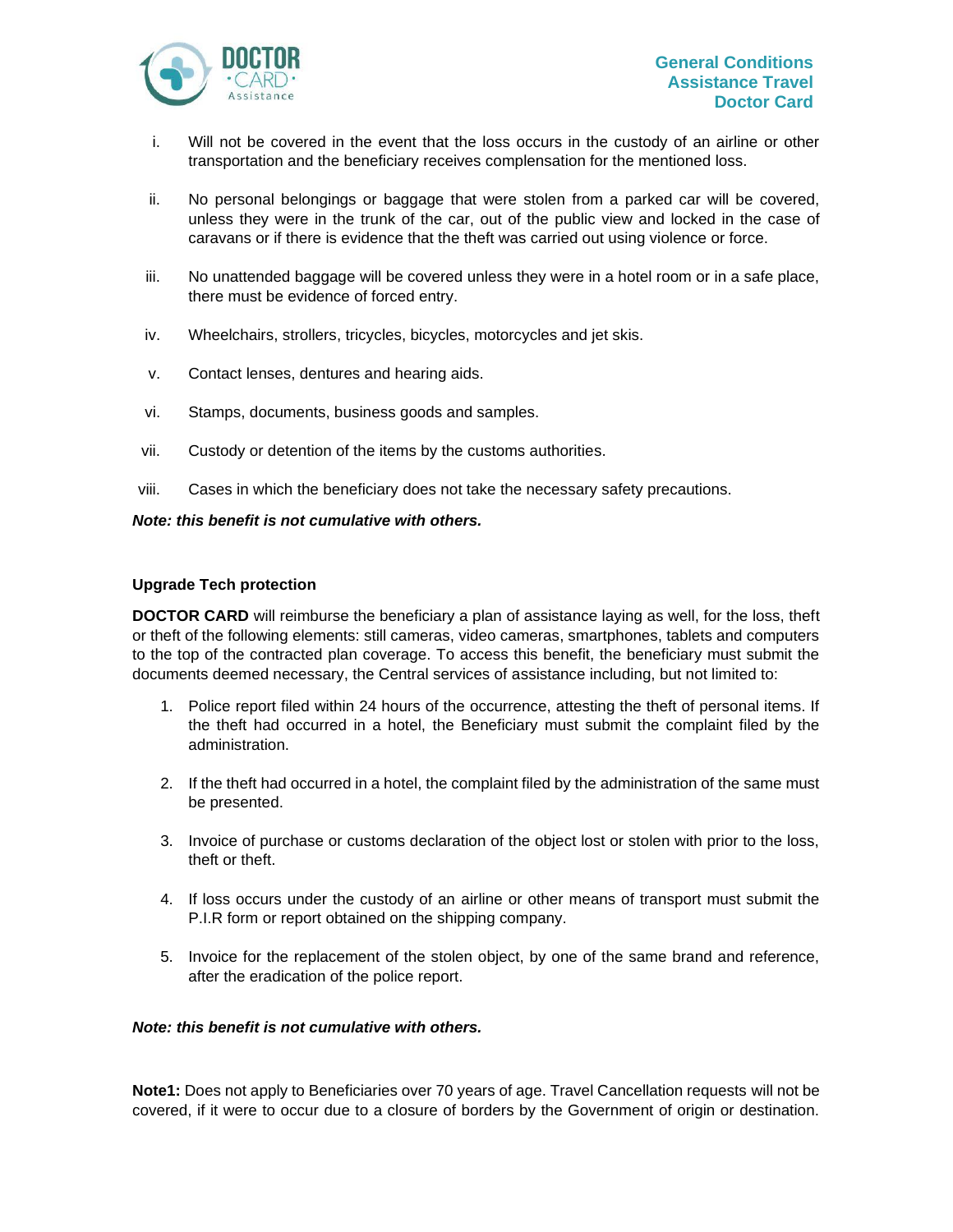i. Will not be covered in the event that the loss occurs in the custody of an airline or other transportation and the beneficiary receives complensation for the mentioned loss.

ii. No personal belongings or baggage that were stolen from a parked car will be covered, unless they were in the trunk of the car, out of the public view and locked in the case of caravans or if there is evidence that the theft was carried out using violence or force.

iii. No unattended baggage will be covered unless they were in a hotel room or in a safe place, there must be evidence of forced entry.

iv. Wheelchairs, strollers, tricycles, bicycles, motorcycles and jet skis.

v. Contact lenses, dentures and hearing aids.

vi. Stamps, documents, business goods and samples.

vii. Custody or detention of the items by the customs authorities.

viii. Cases in which the beneficiary does not take the necessary safety precautions.

***Note: this benefit is not cumulative with others.***

**Upgrade Tech protection**

**DOCTOR CARD** will reimburse the beneficiary a plan of assistance laying as well, for the loss, theft or theft of the following elements: still cameras, video cameras, smartphones, tablets and computers to the top of the contracted plan coverage. To access this benefit, the beneficiary must submit the documents deemed necessary, the Central services of assistance including, but not limited to:

1. Police report filed within 24 hours of the occurrence, attesting the theft of personal items. If the theft had occurred in a hotel, the Beneficiary must submit the complaint filed by the administration.

2. If the theft had occurred in a hotel, the complaint filed by the administration of the same must be presented.

3. Invoice of purchase or customs declaration of the object lost or stolen with prior to the loss, theft or theft.

4. If loss occurs under the custody of an airline or other means of transport must submit the P.I.R form or report obtained on the shipping company.

5. Invoice for the replacement of the stolen object, by one of the same brand and reference, after the eradication of the police report.

***Note: this benefit is not cumulative with others.***

**Note1:** Does not apply to Beneficiaries over 70 years of age. Travel Cancellation requests will not be covered, if it were to occur due to a closure of borders by the Government of origin or destination.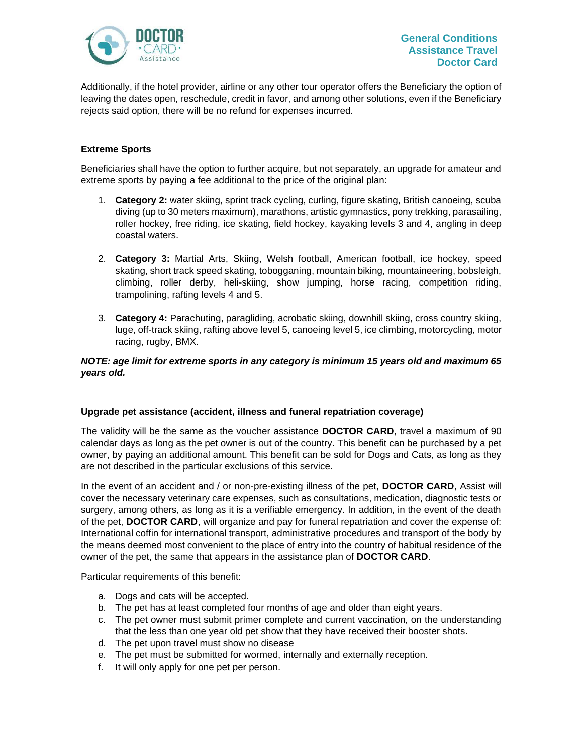Additionally, if the hotel provider, airline or any other tour operator offers the Beneficiary the option of leaving the dates open, reschedule, credit in favor, and among other solutions, even if the Beneficiary rejects said option, there will be no refund for expenses incurred.

### Extreme Sports

Beneficiaries shall have the option to further acquire, but not separately, an upgrade for amateur and extreme sports by paying a fee additional to the price of the original plan:

1. **Category 2:** water skiing, sprint track cycling, curling, figure skating, British canoeing, scuba diving (up to 30 meters maximum), marathons, artistic gymnastics, pony trekking, parasailing, roller hockey, free riding, ice skating, field hockey, kayaking levels 3 and 4, angling in deep coastal waters.

2. **Category 3:** Martial Arts, Skiing, Welsh football, American football, ice hockey, speed skating, short track speed skating, tobogganing, mountain biking, mountaineering, bobsleigh, climbing, roller derby, heli-skiing, show jumping, horse racing, competition riding, trampolining, rafting levels 4 and 5.

3. **Category 4:** Parachuting, paragliding, acrobatic skiing, downhill skiing, cross country skiing, luge, off-track skiing, rafting above level 5, canoeing level 5, ice climbing, motorcycling, motor racing, rugby, BMX.

***NOTE: age limit for extreme sports in any category is minimum 15 years old and maximum 65 years old.***

### Upgrade pet assistance (accident, illness and funeral repatriation coverage)

The validity will be the same as the voucher assistance **DOCTOR CARD**, travel a maximum of 90 calendar days as long as the pet owner is out of the country. This benefit can be purchased by a pet owner, by paying an additional amount. This benefit can be sold for Dogs and Cats, as long as they are not described in the particular exclusions of this service.

In the event of an accident and / or non-pre-existing illness of the pet, **DOCTOR CARD**, Assist will cover the necessary veterinary care expenses, such as consultations, medication, diagnostic tests or surgery, among others, as long as it is a verifiable emergency. In addition, in the event of the death of the pet, **DOCTOR CARD**, will organize and pay for funeral repatriation and cover the expense of: International coffin for international transport, administrative procedures and transport of the body by the means deemed most convenient to the place of entry into the country of habitual residence of the owner of the pet, the same that appears in the assistance plan of **DOCTOR CARD**.

Particular requirements of this benefit:

a. Dogs and cats will be accepted.
b. The pet has at least completed four months of age and older than eight years.
c. The pet owner must submit primer complete and current vaccination, on the understanding that the less than one year old pet show that they have received their booster shots.
d. The pet upon travel must show no disease
e. The pet must be submitted for wormed, internally and externally reception.
f. It will only apply for one pet per person.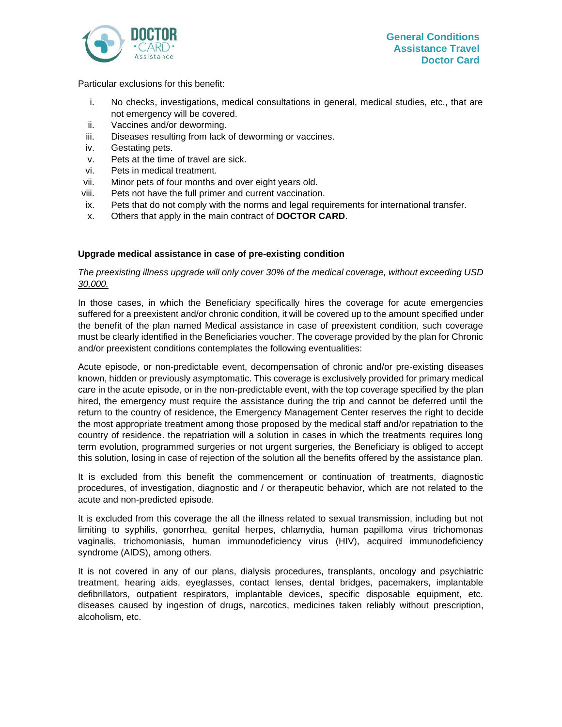Particular exclusions for this benefit:

i. No checks, investigations, medical consultations in general, medical studies, etc., that are not emergency will be covered.
ii. Vaccines and/or deworming.
iii. Diseases resulting from lack of deworming or vaccines.
iv. Gestating pets.
v. Pets at the time of travel are sick.
vi. Pets in medical treatment.
vii. Minor pets of four months and over eight years old.
viii. Pets not have the full primer and current vaccination.
ix. Pets that do not comply with the norms and legal requirements for international transfer.
x. Others that apply in the main contract of **DOCTOR CARD**.

**Upgrade medical assistance in case of pre-existing condition**

*The preexisting illness upgrade will only cover 30% of the medical coverage, without exceeding USD 30,000.*

In those cases, in which the Beneficiary specifically hires the coverage for acute emergencies suffered for a preexistent and/or chronic condition, it will be covered up to the amount specified under the benefit of the plan named Medical assistance in case of preexistent condition, such coverage must be clearly identified in the Beneficiaries voucher. The coverage provided by the plan for Chronic and/or preexistent conditions contemplates the following eventualities:

Acute episode, or non-predictable event, decompensation of chronic and/or pre-existing diseases known, hidden or previously asymptomatic. This coverage is exclusively provided for primary medical care in the acute episode, or in the non-predictable event, with the top coverage specified by the plan hired, the emergency must require the assistance during the trip and cannot be deferred until the return to the country of residence, the Emergency Management Center reserves the right to decide the most appropriate treatment among those proposed by the medical staff and/or repatriation to the country of residence. the repatriation will a solution in cases in which the treatments requires long term evolution, programmed surgeries or not urgent surgeries, the Beneficiary is obliged to accept this solution, losing in case of rejection of the solution all the benefits offered by the assistance plan.

It is excluded from this benefit the commencement or continuation of treatments, diagnostic procedures, of investigation, diagnostic and / or therapeutic behavior, which are not related to the acute and non-predicted episode.

It is excluded from this coverage the all the illness related to sexual transmission, including but not limiting to syphilis, gonorrhea, genital herpes, chlamydia, human papilloma virus trichomonas vaginalis, trichomoniasis, human immunodeficiency virus (HIV), acquired immunodeficiency syndrome (AIDS), among others.

It is not covered in any of our plans, dialysis procedures, transplants, oncology and psychiatric treatment, hearing aids, eyeglasses, contact lenses, dental bridges, pacemakers, implantable defibrillators, outpatient respirators, implantable devices, specific disposable equipment, etc. diseases caused by ingestion of drugs, narcotics, medicines taken reliably without prescription, alcoholism, etc.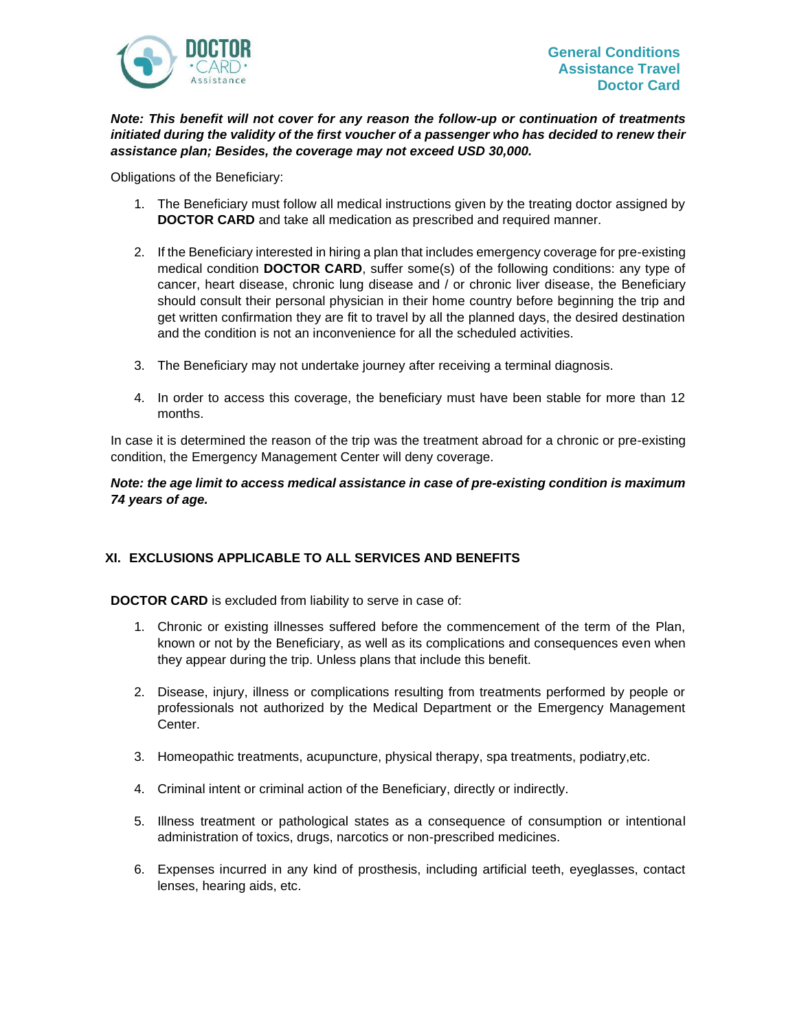***Note: This benefit will not cover for any reason the follow-up or continuation of treatments initiated during the validity of the first voucher of a passenger who has decided to renew their assistance plan; Besides, the coverage may not exceed USD 30,000.***

Obligations of the Beneficiary:

1. The Beneficiary must follow all medical instructions given by the treating doctor assigned by **DOCTOR CARD** and take all medication as prescribed and required manner.

2. If the Beneficiary interested in hiring a plan that includes emergency coverage for pre-existing medical condition **DOCTOR CARD**, suffer some(s) of the following conditions: any type of cancer, heart disease, chronic lung disease and / or chronic liver disease, the Beneficiary should consult their personal physician in their home country before beginning the trip and get written confirmation they are fit to travel by all the planned days, the desired destination and the condition is not an inconvenience for all the scheduled activities.

3. The Beneficiary may not undertake journey after receiving a terminal diagnosis.

4. In order to access this coverage, the beneficiary must have been stable for more than 12 months.

In case it is determined the reason of the trip was the treatment abroad for a chronic or pre-existing condition, the Emergency Management Center will deny coverage.

***Note: the age limit to access medical assistance in case of pre-existing condition is maximum 74 years of age.***

## XI. EXCLUSIONS APPLICABLE TO ALL SERVICES AND BENEFITS

**DOCTOR CARD** is excluded from liability to serve in case of:

1. Chronic or existing illnesses suffered before the commencement of the term of the Plan, known or not by the Beneficiary, as well as its complications and consequences even when they appear during the trip. Unless plans that include this benefit.

2. Disease, injury, illness or complications resulting from treatments performed by people or professionals not authorized by the Medical Department or the Emergency Management Center.

3. Homeopathic treatments, acupuncture, physical therapy, spa treatments, podiatry,etc.

4. Criminal intent or criminal action of the Beneficiary, directly or indirectly.

5. Illness treatment or pathological states as a consequence of consumption or intentional administration of toxics, drugs, narcotics or non-prescribed medicines.

6. Expenses incurred in any kind of prosthesis, including artificial teeth, eyeglasses, contact lenses, hearing aids, etc.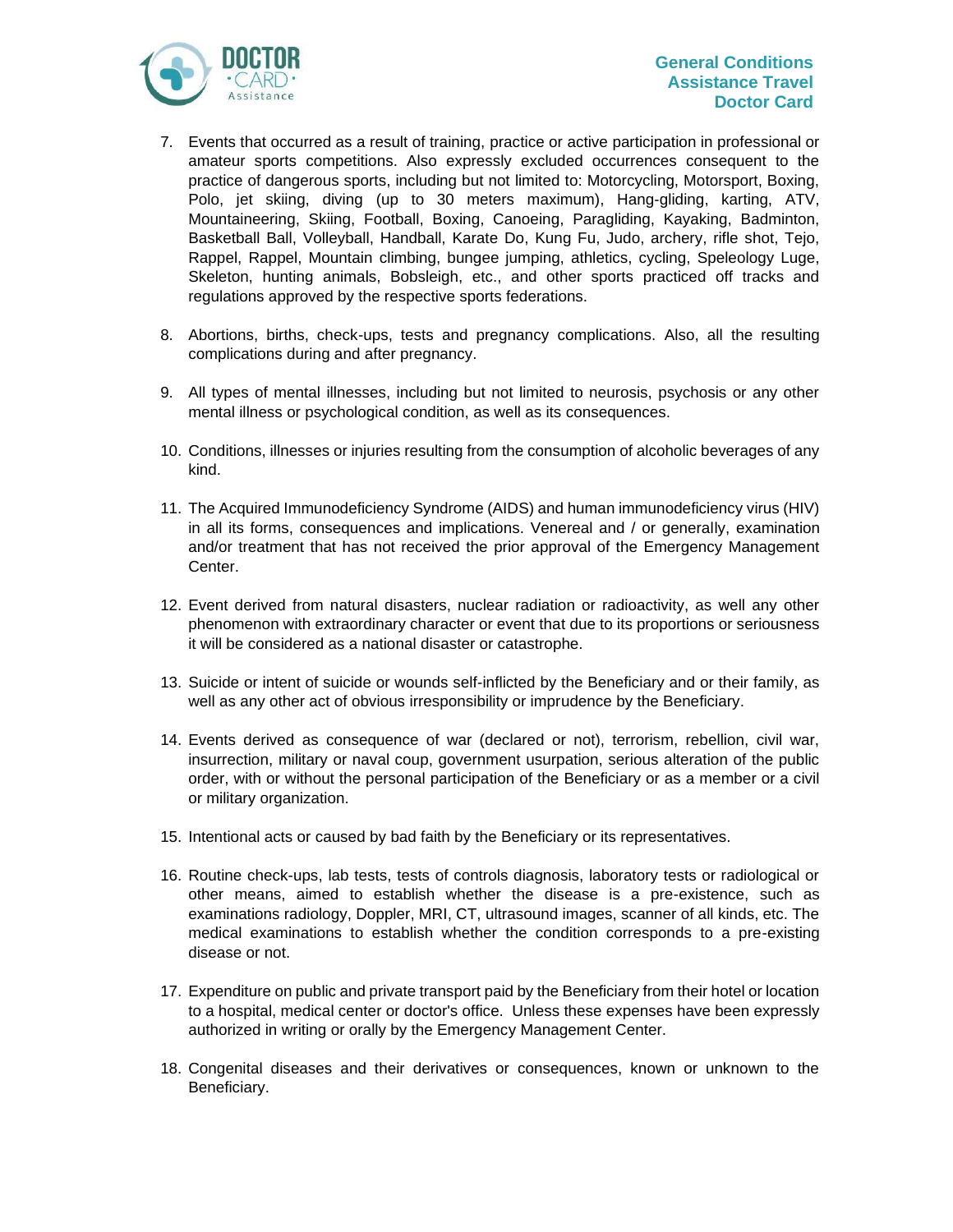7. Events that occurred as a result of training, practice or active participation in professional or amateur sports competitions. Also expressly excluded occurrences consequent to the practice of dangerous sports, including but not limited to: Motorcycling, Motorsport, Boxing, Polo, jet skiing, diving (up to 30 meters maximum), Hang-gliding, karting, ATV, Mountaineering, Skiing, Football, Boxing, Canoeing, Paragliding, Kayaking, Badminton, Basketball Ball, Volleyball, Handball, Karate Do, Kung Fu, Judo, archery, rifle shot, Tejo, Rappel, Rappel, Mountain climbing, bungee jumping, athletics, cycling, Speleology Luge, Skeleton, hunting animals, Bobsleigh, etc., and other sports practiced off tracks and regulations approved by the respective sports federations.

8. Abortions, births, check-ups, tests and pregnancy complications. Also, all the resulting complications during and after pregnancy.

9. All types of mental illnesses, including but not limited to neurosis, psychosis or any other mental illness or psychological condition, as well as its consequences.

10. Conditions, illnesses or injuries resulting from the consumption of alcoholic beverages of any kind.

11. The Acquired Immunodeficiency Syndrome (AIDS) and human immunodeficiency virus (HIV) in all its forms, consequences and implications. Venereal and / or generally, examination and/or treatment that has not received the prior approval of the Emergency Management Center.

12. Event derived from natural disasters, nuclear radiation or radioactivity, as well any other phenomenon with extraordinary character or event that due to its proportions or seriousness it will be considered as a national disaster or catastrophe.

13. Suicide or intent of suicide or wounds self-inflicted by the Beneficiary and or their family, as well as any other act of obvious irresponsibility or imprudence by the Beneficiary.

14. Events derived as consequence of war (declared or not), terrorism, rebellion, civil war, insurrection, military or naval coup, government usurpation, serious alteration of the public order, with or without the personal participation of the Beneficiary or as a member or a civil or military organization.

15. Intentional acts or caused by bad faith by the Beneficiary or its representatives.

16. Routine check-ups, lab tests, tests of controls diagnosis, laboratory tests or radiological or other means, aimed to establish whether the disease is a pre-existence, such as examinations radiology, Doppler, MRI, CT, ultrasound images, scanner of all kinds, etc. The medical examinations to establish whether the condition corresponds to a pre-existing disease or not.

17. Expenditure on public and private transport paid by the Beneficiary from their hotel or location to a hospital, medical center or doctor's office. Unless these expenses have been expressly authorized in writing or orally by the Emergency Management Center.

18. Congenital diseases and their derivatives or consequences, known or unknown to the Beneficiary.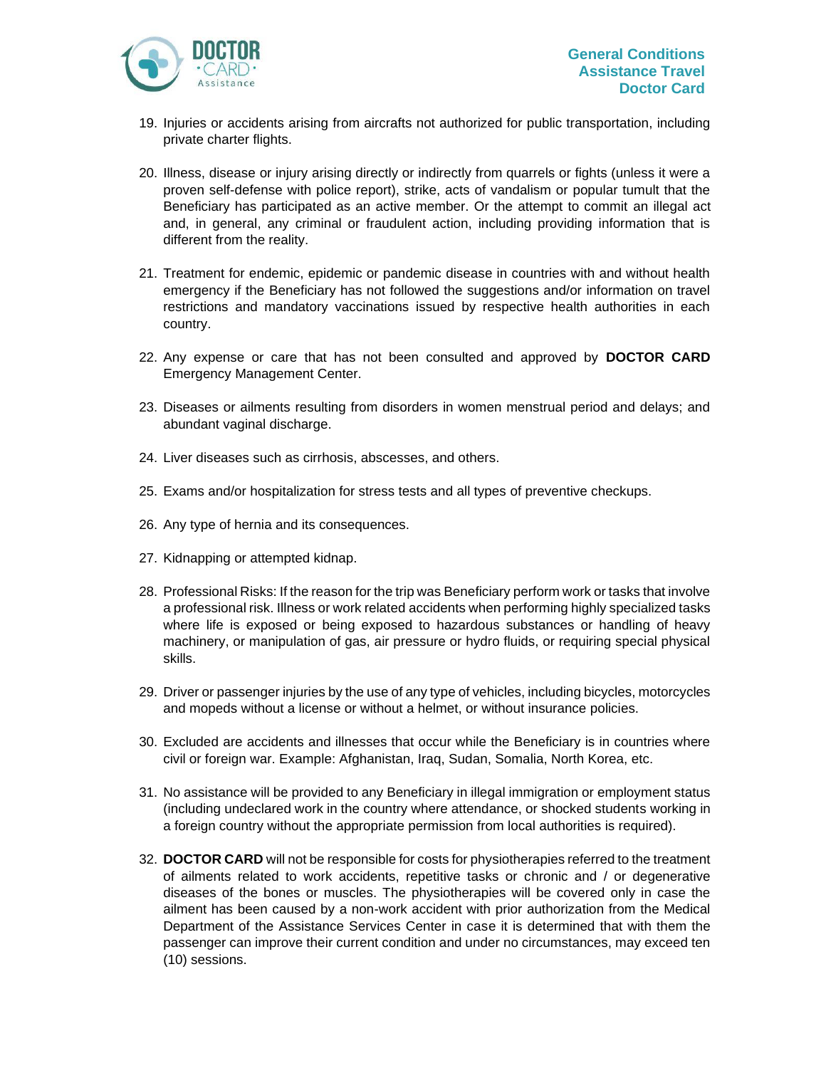19. Injuries or accidents arising from aircrafts not authorized for public transportation, including private charter flights.

20. Illness, disease or injury arising directly or indirectly from quarrels or fights (unless it were a proven self-defense with police report), strike, acts of vandalism or popular tumult that the Beneficiary has participated as an active member. Or the attempt to commit an illegal act and, in general, any criminal or fraudulent action, including providing information that is different from the reality.

21. Treatment for endemic, epidemic or pandemic disease in countries with and without health emergency if the Beneficiary has not followed the suggestions and/or information on travel restrictions and mandatory vaccinations issued by respective health authorities in each country.

22. Any expense or care that has not been consulted and approved by **DOCTOR CARD** Emergency Management Center.

23. Diseases or ailments resulting from disorders in women menstrual period and delays; and abundant vaginal discharge.

24. Liver diseases such as cirrhosis, abscesses, and others.

25. Exams and/or hospitalization for stress tests and all types of preventive checkups.

26. Any type of hernia and its consequences.

27. Kidnapping or attempted kidnap.

28. Professional Risks: If the reason for the trip was Beneficiary perform work or tasks that involve a professional risk. Illness or work related accidents when performing highly specialized tasks where life is exposed or being exposed to hazardous substances or handling of heavy machinery, or manipulation of gas, air pressure or hydro fluids, or requiring special physical skills.

29. Driver or passenger injuries by the use of any type of vehicles, including bicycles, motorcycles and mopeds without a license or without a helmet, or without insurance policies.

30. Excluded are accidents and illnesses that occur while the Beneficiary is in countries where civil or foreign war. Example: Afghanistan, Iraq, Sudan, Somalia, North Korea, etc.

31. No assistance will be provided to any Beneficiary in illegal immigration or employment status (including undeclared work in the country where attendance, or shocked students working in a foreign country without the appropriate permission from local authorities is required).

32. **DOCTOR CARD** will not be responsible for costs for physiotherapies referred to the treatment of ailments related to work accidents, repetitive tasks or chronic and / or degenerative diseases of the bones or muscles. The physiotherapies will be covered only in case the ailment has been caused by a non-work accident with prior authorization from the Medical Department of the Assistance Services Center in case it is determined that with them the passenger can improve their current condition and under no circumstances, may exceed ten (10) sessions.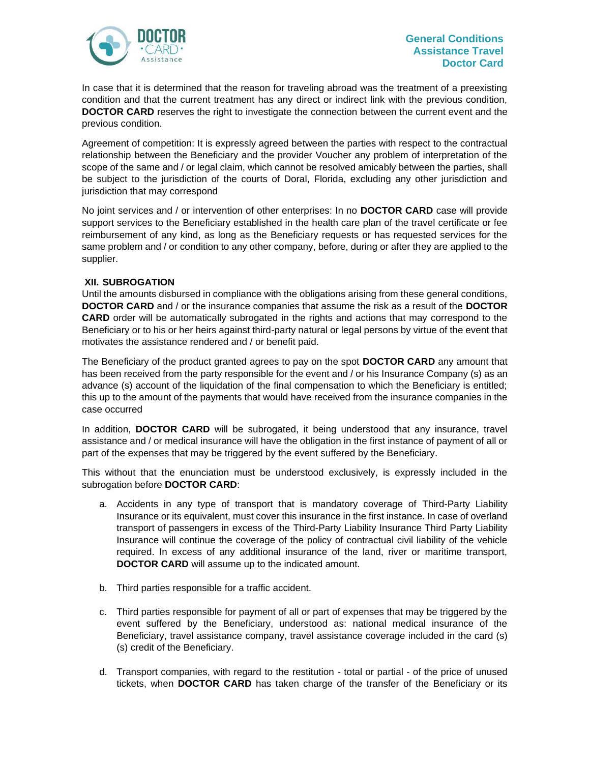In case that it is determined that the reason for traveling abroad was the treatment of a preexisting condition and that the current treatment has any direct or indirect link with the previous condition, **DOCTOR CARD** reserves the right to investigate the connection between the current event and the previous condition.

Agreement of competition: It is expressly agreed between the parties with respect to the contractual relationship between the Beneficiary and the provider Voucher any problem of interpretation of the scope of the same and / or legal claim, which cannot be resolved amicably between the parties, shall be subject to the jurisdiction of the courts of Doral, Florida, excluding any other jurisdiction and jurisdiction that may correspond

No joint services and / or intervention of other enterprises: In no **DOCTOR CARD** case will provide support services to the Beneficiary established in the health care plan of the travel certificate or fee reimbursement of any kind, as long as the Beneficiary requests or has requested services for the same problem and / or condition to any other company, before, during or after they are applied to the supplier.

### XII. SUBROGATION

Until the amounts disbursed in compliance with the obligations arising from these general conditions, **DOCTOR CARD** and / or the insurance companies that assume the risk as a result of the **DOCTOR CARD** order will be automatically subrogated in the rights and actions that may correspond to the Beneficiary or to his or her heirs against third-party natural or legal persons by virtue of the event that motivates the assistance rendered and / or benefit paid.

The Beneficiary of the product granted agrees to pay on the spot **DOCTOR CARD** any amount that has been received from the party responsible for the event and / or his Insurance Company (s) as an advance (s) account of the liquidation of the final compensation to which the Beneficiary is entitled; this up to the amount of the payments that would have received from the insurance companies in the case occurred

In addition, **DOCTOR CARD** will be subrogated, it being understood that any insurance, travel assistance and / or medical insurance will have the obligation in the first instance of payment of all or part of the expenses that may be triggered by the event suffered by the Beneficiary.

This without that the enunciation must be understood exclusively, is expressly included in the subrogation before **DOCTOR CARD**:

a. Accidents in any type of transport that is mandatory coverage of Third-Party Liability Insurance or its equivalent, must cover this insurance in the first instance. In case of overland transport of passengers in excess of the Third-Party Liability Insurance Third Party Liability Insurance will continue the coverage of the policy of contractual civil liability of the vehicle required. In excess of any additional insurance of the land, river or maritime transport, **DOCTOR CARD** will assume up to the indicated amount.

b. Third parties responsible for a traffic accident.

c. Third parties responsible for payment of all or part of expenses that may be triggered by the event suffered by the Beneficiary, understood as: national medical insurance of the Beneficiary, travel assistance company, travel assistance coverage included in the card (s) (s) credit of the Beneficiary.

d. Transport companies, with regard to the restitution - total or partial - of the price of unused tickets, when **DOCTOR CARD** has taken charge of the transfer of the Beneficiary or its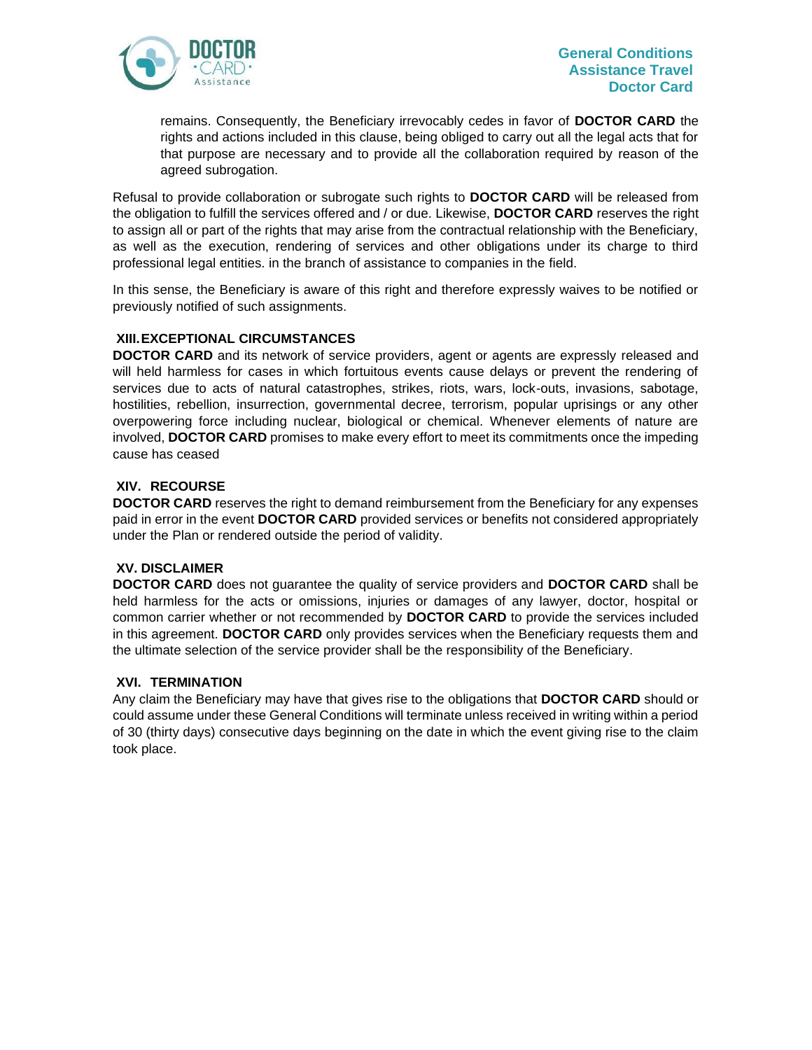remains. Consequently, the Beneficiary irrevocably cedes in favor of **DOCTOR CARD** the rights and actions included in this clause, being obliged to carry out all the legal acts that for that purpose are necessary and to provide all the collaboration required by reason of the agreed subrogation.

Refusal to provide collaboration or subrogate such rights to **DOCTOR CARD** will be released from the obligation to fulfill the services offered and / or due. Likewise, **DOCTOR CARD** reserves the right to assign all or part of the rights that may arise from the contractual relationship with the Beneficiary, as well as the execution, rendering of services and other obligations under its charge to third professional legal entities. in the branch of assistance to companies in the field.

In this sense, the Beneficiary is aware of this right and therefore expressly waives to be notified or previously notified of such assignments.

## XIII. EXCEPTIONAL CIRCUMSTANCES

**DOCTOR CARD** and its network of service providers, agent or agents are expressly released and will held harmless for cases in which fortuitous events cause delays or prevent the rendering of services due to acts of natural catastrophes, strikes, riots, wars, lock-outs, invasions, sabotage, hostilities, rebellion, insurrection, governmental decree, terrorism, popular uprisings or any other overpowering force including nuclear, biological or chemical. Whenever elements of nature are involved, **DOCTOR CARD** promises to make every effort to meet its commitments once the impeding cause has ceased

## XIV. RECOURSE

**DOCTOR CARD** reserves the right to demand reimbursement from the Beneficiary for any expenses paid in error in the event **DOCTOR CARD** provided services or benefits not considered appropriately under the Plan or rendered outside the period of validity.

## XV. DISCLAIMER

**DOCTOR CARD** does not guarantee the quality of service providers and **DOCTOR CARD** shall be held harmless for the acts or omissions, injuries or damages of any lawyer, doctor, hospital or common carrier whether or not recommended by **DOCTOR CARD** to provide the services included in this agreement. **DOCTOR CARD** only provides services when the Beneficiary requests them and the ultimate selection of the service provider shall be the responsibility of the Beneficiary.

## XVI. TERMINATION

Any claim the Beneficiary may have that gives rise to the obligations that **DOCTOR CARD** should or could assume under these General Conditions will terminate unless received in writing within a period of 30 (thirty days) consecutive days beginning on the date in which the event giving rise to the claim took place.